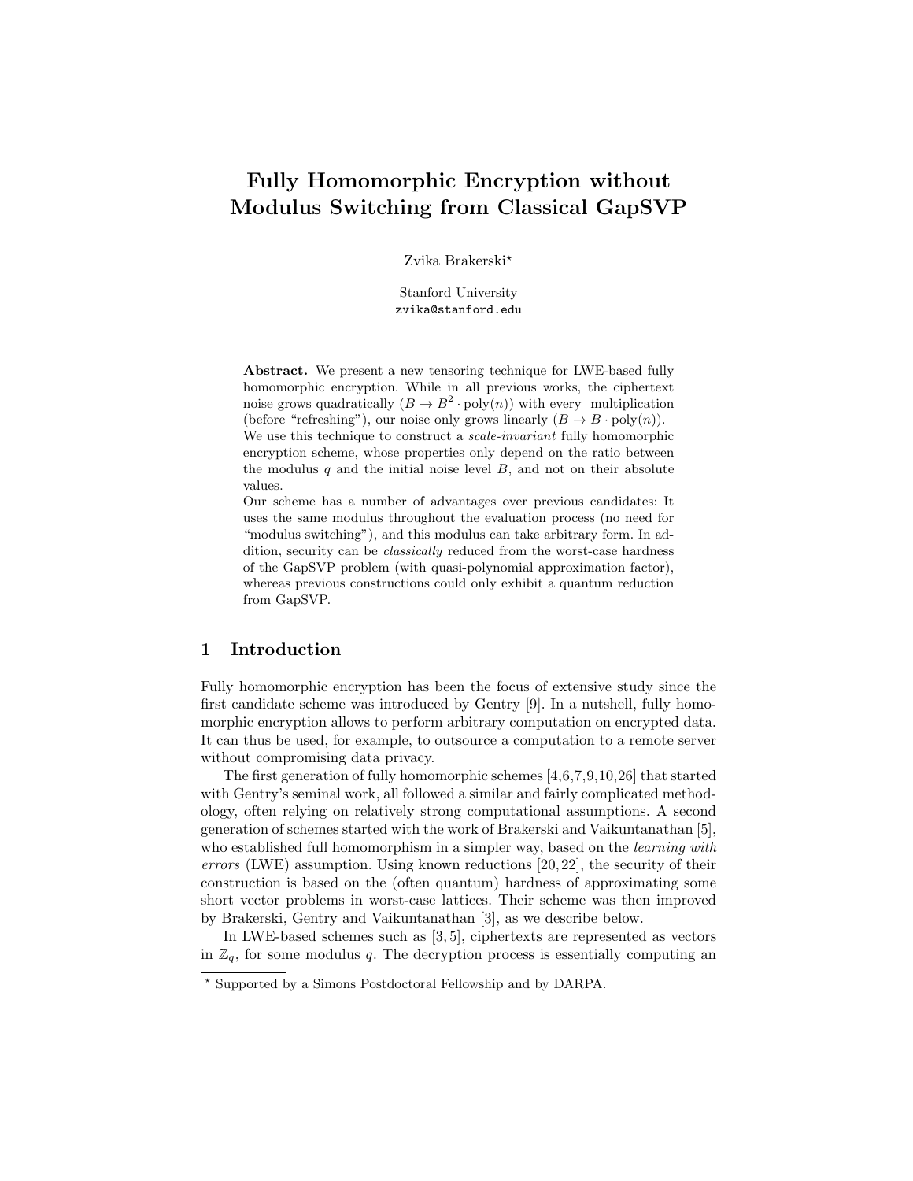# Fully Homomorphic Encryption without Modulus Switching from Classical GapSVP

Zvika Brakerski*

Stanford University
zvika@stanford.edu

**Abstract.** We present a new tensoring technique for LWE-based fully homomorphic encryption. While in all previous works, the ciphertext noise grows quadratically ($B \to B^2 \cdot \mathrm{poly}(n)$) with every multiplication (before "refreshing"), our noise only grows linearly ($B \to B \cdot \mathrm{poly}(n)$).
We use this technique to construct a *scale-invariant* fully homomorphic encryption scheme, whose properties only depend on the ratio between the modulus $q$ and the initial noise level $B$, and not on their absolute values.
Our scheme has a number of advantages over previous candidates: It uses the same modulus throughout the evaluation process (no need for "modulus switching"), and this modulus can take arbitrary form. In addition, security can be *classically* reduced from the worst-case hardness of the GapSVP problem (with quasi-polynomial approximation factor), whereas previous constructions could only exhibit a quantum reduction from GapSVP.

## 1 Introduction

Fully homomorphic encryption has been the focus of extensive study since the first candidate scheme was introduced by Gentry [9]. In a nutshell, fully homomorphic encryption allows to perform arbitrary computation on encrypted data. It can thus be used, for example, to outsource a computation to a remote server without compromising data privacy.

The first generation of fully homomorphic schemes [4,6,7,9,10,26] that started with Gentry's seminal work, all followed a similar and fairly complicated methodology, often relying on relatively strong computational assumptions. A second generation of schemes started with the work of Brakerski and Vaikuntanathan [5], who established full homomorphism in a simpler way, based on the *learning with errors* (LWE) assumption. Using known reductions [20,22], the security of their construction is based on the (often quantum) hardness of approximating some short vector problems in worst-case lattices. Their scheme was then improved by Brakerski, Gentry and Vaikuntanathan [3], as we describe below.

In LWE-based schemes such as [3,5], ciphertexts are represented as vectors in $\mathbb{Z}_q$, for some modulus $q$. The decryption process is essentially computing an

* Supported by a Simons Postdoctoral Fellowship and by DARPA.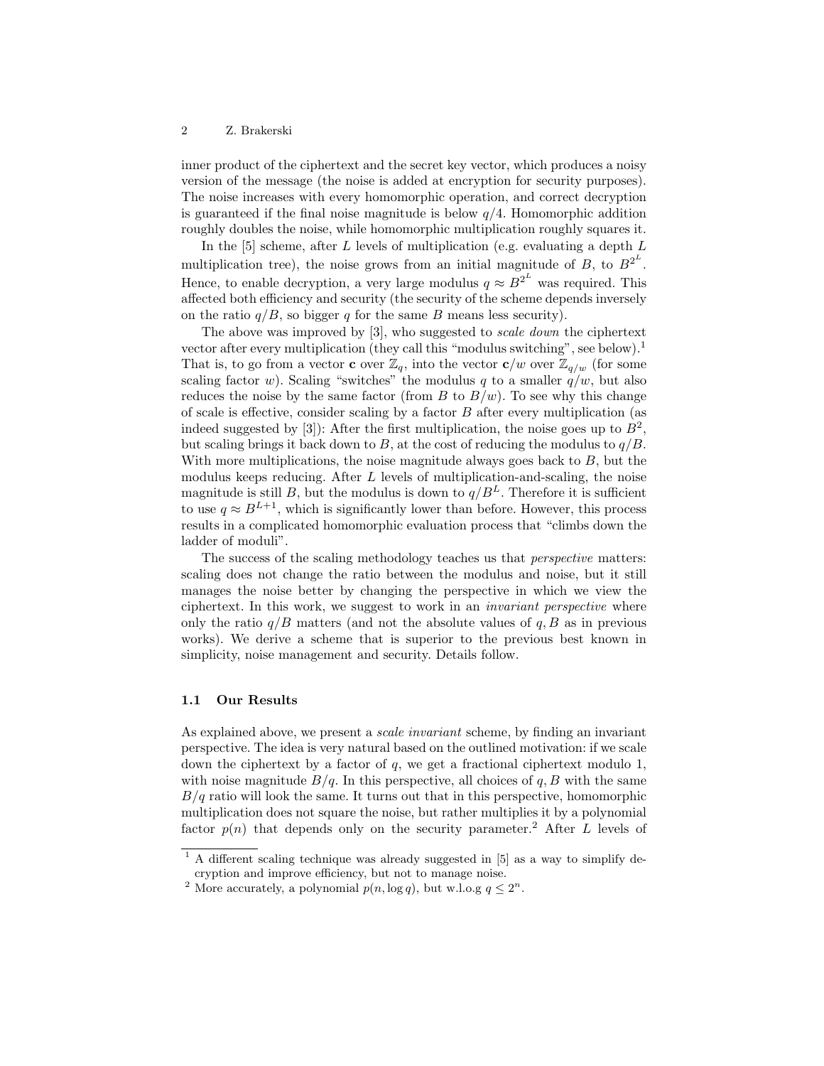inner product of the ciphertext and the secret key vector, which produces a noisy version of the message (the noise is added at encryption for security purposes). The noise increases with every homomorphic operation, and correct decryption is guaranteed if the final noise magnitude is below $q/4$. Homomorphic addition roughly doubles the noise, while homomorphic multiplication roughly squares it.

In the [5] scheme, after $L$ levels of multiplication (e.g. evaluating a depth $L$ multiplication tree), the noise grows from an initial magnitude of $B$, to $B^{2^L}$. Hence, to enable decryption, a very large modulus $q \approx B^{2^L}$ was required. This affected both efficiency and security (the security of the scheme depends inversely on the ratio $q/B$, so bigger $q$ for the same $B$ means less security).

The above was improved by [3], who suggested to *scale down* the ciphertext vector after every multiplication (they call this "modulus switching", see below).[1] That is, to go from a vector $\mathbf{c}$ over $\mathbb{Z}_q$, into the vector $\mathbf{c}/w$ over $\mathbb{Z}_{q/w}$ (for some scaling factor $w$). Scaling "switches" the modulus $q$ to a smaller $q/w$, but also reduces the noise by the same factor (from $B$ to $B/w$). To see why this change of scale is effective, consider scaling by a factor $B$ after every multiplication (as indeed suggested by [3]): After the first multiplication, the noise goes up to $B^2$, but scaling brings it back down to $B$, at the cost of reducing the modulus to $q/B$. With more multiplications, the noise magnitude always goes back to $B$, but the modulus keeps reducing. After $L$ levels of multiplication-and-scaling, the noise magnitude is still $B$, but the modulus is down to $q/B^L$. Therefore it is sufficient to use $q \approx B^{L+1}$, which is significantly lower than before. However, this process results in a complicated homomorphic evaluation process that "climbs down the ladder of moduli".

The success of the scaling methodology teaches us that *perspective* matters: scaling does not change the ratio between the modulus and noise, but it still manages the noise better by changing the perspective in which we view the ciphertext. In this work, we suggest to work in an *invariant perspective* where only the ratio $q/B$ matters (and not the absolute values of $q, B$ as in previous works). We derive a scheme that is superior to the previous best known in simplicity, noise management and security. Details follow.

### 1.1 Our Results

As explained above, we present a *scale invariant* scheme, by finding an invariant perspective. The idea is very natural based on the outlined motivation: if we scale down the ciphertext by a factor of $q$, we get a fractional ciphertext modulo 1, with noise magnitude $B/q$. In this perspective, all choices of $q, B$ with the same $B/q$ ratio will look the same. It turns out that in this perspective, homomorphic multiplication does not square the noise, but rather multiplies it by a polynomial factor $p(n)$ that depends only on the security parameter.[2] After $L$ levels of

[1] A different scaling technique was already suggested in [5] as a way to simplify decryption and improve efficiency, but not to manage noise.

[2] More accurately, a polynomial $p(n, \log q)$, but w.l.o.g $q \leq 2^n$.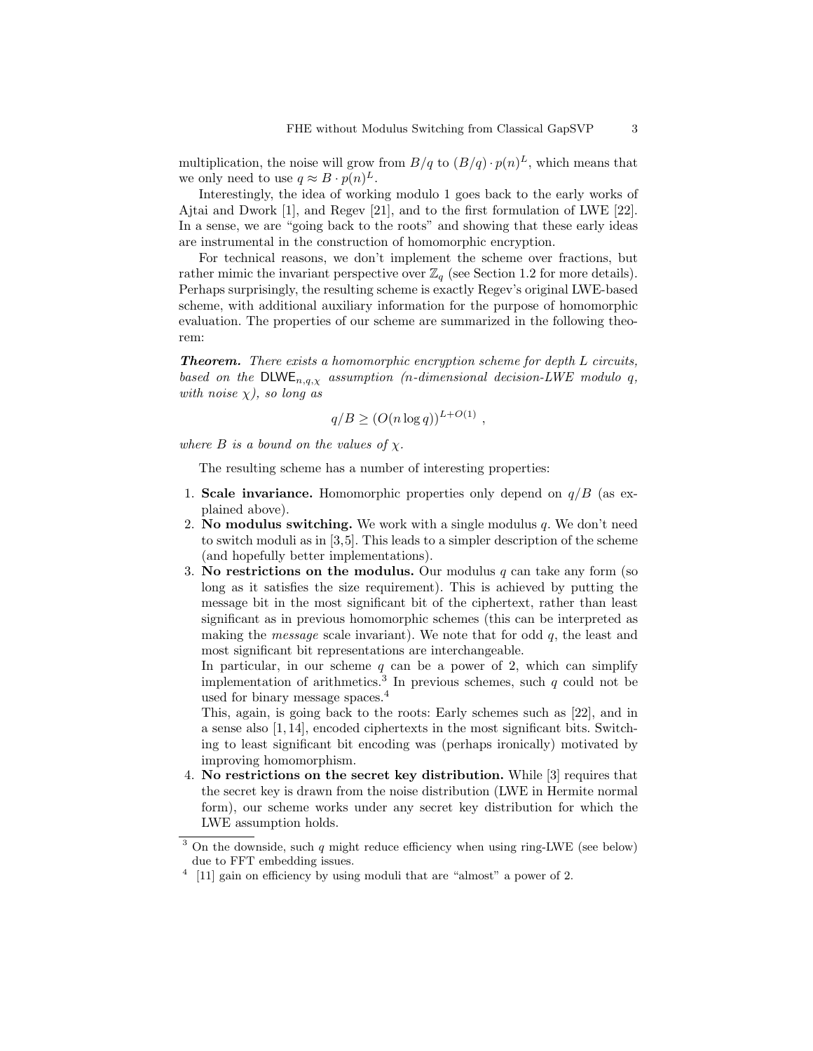multiplication, the noise will grow from $B/q$ to $(B/q) \cdot p(n)^L$, which means that we only need to use $q \approx B \cdot p(n)^L$.

Interestingly, the idea of working modulo 1 goes back to the early works of Ajtai and Dwork [1], and Regev [21], and to the first formulation of LWE [22]. In a sense, we are "going back to the roots" and showing that these early ideas are instrumental in the construction of homomorphic encryption.

For technical reasons, we don't implement the scheme over fractions, but rather mimic the invariant perspective over $\mathbb{Z}_q$ (see Section 1.2 for more details). Perhaps surprisingly, the resulting scheme is exactly Regev's original LWE-based scheme, with additional auxiliary information for the purpose of homomorphic evaluation. The properties of our scheme are summarized in the following theorem:

***Theorem.*** *There exists a homomorphic encryption scheme for depth $L$ circuits, based on the $\mathsf{DLWE}_{n,q,\chi}$ assumption ($n$-dimensional decision-LWE modulo $q$, with noise $\chi$), so long as*

$$q/B \geq (O(n \log q))^{L+O(1)} ,$$

*where $B$ is a bound on the values of $\chi$.*

The resulting scheme has a number of interesting properties:

1. **Scale invariance.** Homomorphic properties only depend on $q/B$ (as explained above).
2. **No modulus switching.** We work with a single modulus $q$. We don't need to switch moduli as in [3,5]. This leads to a simpler description of the scheme (and hopefully better implementations).
3. **No restrictions on the modulus.** Our modulus $q$ can take any form (so long as it satisfies the size requirement). This is achieved by putting the message bit in the most significant bit of the ciphertext, rather than least significant as in previous homomorphic schemes (this can be interpreted as making the *message* scale invariant). We note that for odd $q$, the least and most significant bit representations are interchangeable.
   In particular, in our scheme $q$ can be a power of 2, which can simplify implementation of arithmetics.[3] In previous schemes, such $q$ could not be used for binary message spaces.[4]
   This, again, is going back to the roots: Early schemes such as [22], and in a sense also [1, 14], encoded ciphertexts in the most significant bits. Switching to least significant bit encoding was (perhaps ironically) motivated by improving homomorphism.
4. **No restrictions on the secret key distribution.** While [3] requires that the secret key is drawn from the noise distribution (LWE in Hermite normal form), our scheme works under any secret key distribution for which the LWE assumption holds.

[3] On the downside, such $q$ might reduce efficiency when using ring-LWE (see below) due to FFT embedding issues.

[4] [11] gain on efficiency by using moduli that are "almost" a power of 2.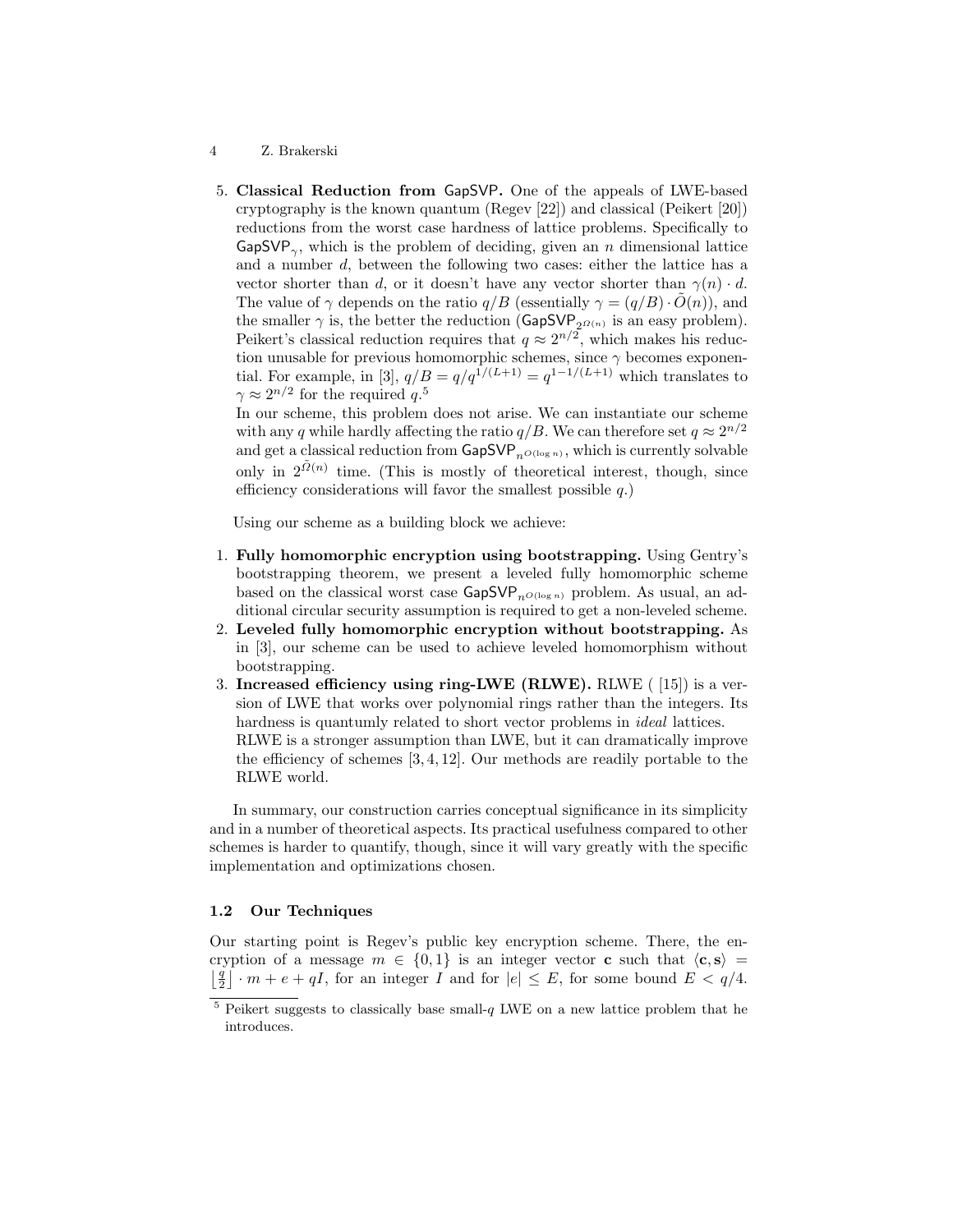5. **Classical Reduction from** $\mathsf{GapSVP}$**.** One of the appeals of LWE-based cryptography is the known quantum (Regev [22]) and classical (Peikert [20]) reductions from the worst case hardness of lattice problems. Specifically to $\mathsf{GapSVP}_\gamma$, which is the problem of deciding, given an $n$ dimensional lattice and a number $d$, between the following two cases: either the lattice has a vector shorter than $d$, or it doesn't have any vector shorter than $\gamma(n) \cdot d$. The value of $\gamma$ depends on the ratio $q/B$ (essentially $\gamma = (q/B) \cdot \tilde{O}(n)$), and the smaller $\gamma$ is, the better the reduction ($\mathsf{GapSVP}_{2^{\Omega(n)}}$ is an easy problem). Peikert's classical reduction requires that $q \approx 2^{n/2}$, which makes his reduction unusable for previous homomorphic schemes, since $\gamma$ becomes exponential. For example, in [3], $q/B = q/q^{1/(L+1)} = q^{1-1/(L+1)}$ which translates to $\gamma \approx 2^{n/2}$ for the required $q$.[5]
   In our scheme, this problem does not arise. We can instantiate our scheme with any $q$ while hardly affecting the ratio $q/B$. We can therefore set $q \approx 2^{n/2}$ and get a classical reduction from $\mathsf{GapSVP}_{n^{O(\log n)}}$, which is currently solvable only in $2^{\tilde{\Omega}(n)}$ time. (This is mostly of theoretical interest, though, since efficiency considerations will favor the smallest possible $q$.)

Using our scheme as a building block we achieve:

1. **Fully homomorphic encryption using bootstrapping.** Using Gentry's bootstrapping theorem, we present a leveled fully homomorphic scheme based on the classical worst case $\mathsf{GapSVP}_{n^{O(\log n)}}$ problem. As usual, an additional circular security assumption is required to get a non-leveled scheme.
2. **Leveled fully homomorphic encryption without bootstrapping.** As in [3], our scheme can be used to achieve leveled homomorphism without bootstrapping.
3. **Increased efficiency using ring-LWE (RLWE).** RLWE ( [15]) is a version of LWE that works over polynomial rings rather than the integers. Its hardness is quantumly related to short vector problems in *ideal* lattices.
   RLWE is a stronger assumption than LWE, but it can dramatically improve the efficiency of schemes [3, 4, 12]. Our methods are readily portable to the RLWE world.

In summary, our construction carries conceptual significance in its simplicity and in a number of theoretical aspects. Its practical usefulness compared to other schemes is harder to quantify, though, since it will vary greatly with the specific implementation and optimizations chosen.

### 1.2 Our Techniques

Our starting point is Regev's public key encryption scheme. There, the encryption of a message $m \in \{0, 1\}$ is an integer vector $\mathbf{c}$ such that $\langle \mathbf{c}, \mathbf{s} \rangle = \left\lfloor \frac{q}{2} \right\rfloor \cdot m + e + qI$, for an integer $I$ and for $|e| \leq E$, for some bound $E < q/4$.

[5] Peikert suggests to classically base small-$q$ LWE on a new lattice problem that he introduces.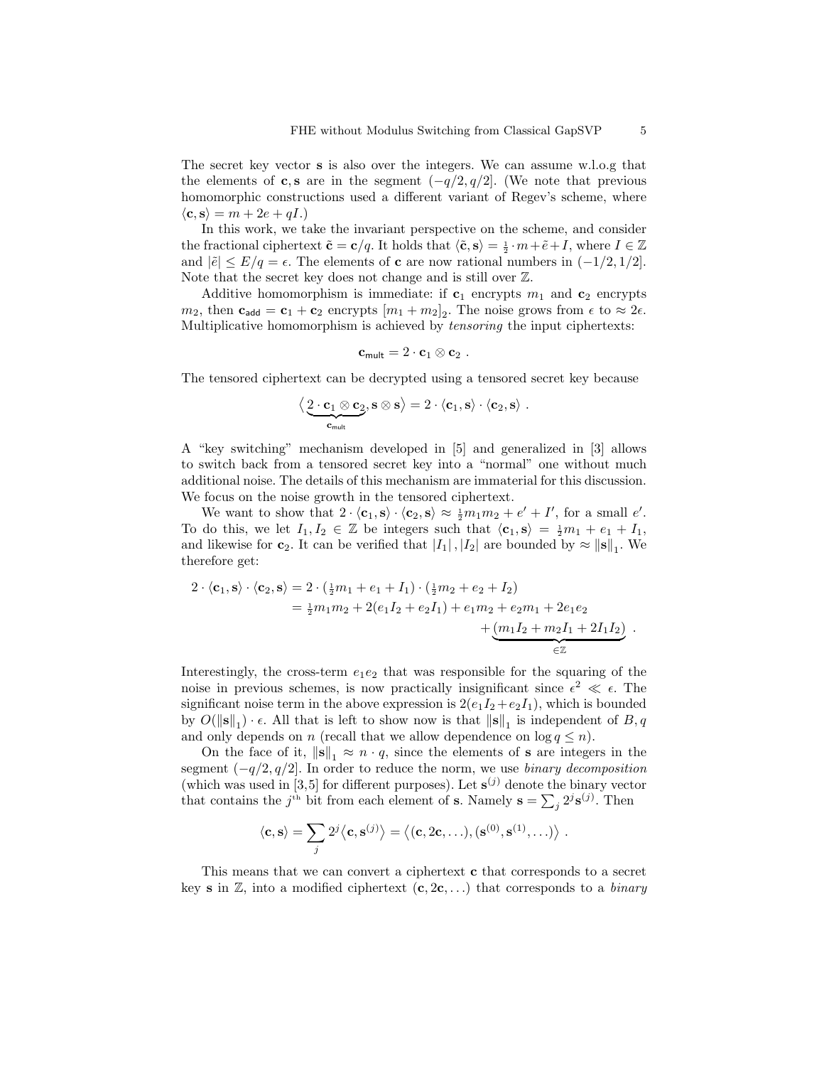The secret key vector $\mathbf{s}$ is also over the integers. We can assume w.l.o.g that the elements of $\mathbf{c}, \mathbf{s}$ are in the segment $(-q/2, q/2]$. (We note that previous homomorphic constructions used a different variant of Regev's scheme, where $\langle \mathbf{c}, \mathbf{s} \rangle = m + 2e + qI$.)

In this work, we take the invariant perspective on the scheme, and consider the fractional ciphertext $\tilde{\mathbf{c}} = \mathbf{c}/q$. It holds that $\langle \tilde{\mathbf{c}}, \mathbf{s} \rangle = \frac{1}{2} \cdot m + \tilde{e} + I$, where $I \in \mathbb{Z}$ and $|\tilde{e}| \leq E/q = \epsilon$. The elements of $\mathbf{c}$ are now rational numbers in $(-1/2, 1/2]$. Note that the secret key does not change and is still over $\mathbb{Z}$.

Additive homomorphism is immediate: if $\mathbf{c}_1$ encrypts $m_1$ and $\mathbf{c}_2$ encrypts $m_2$, then $\mathbf{c}_{\mathsf{add}} = \mathbf{c}_1 + \mathbf{c}_2$ encrypts $[m_1 + m_2]_2$. The noise grows from $\epsilon$ to $\approx 2\epsilon$. Multiplicative homomorphism is achieved by *tensoring* the input ciphertexts:

$$\mathbf{c}_{\mathsf{mult}} = 2 \cdot \mathbf{c}_1 \otimes \mathbf{c}_2 \ .$$

The tensored ciphertext can be decrypted using a tensored secret key because

$$\Big\langle \underbrace{2 \cdot \mathbf{c}_1 \otimes \mathbf{c}_2}_{\mathbf{c}_{\mathsf{mult}}}, \mathbf{s} \otimes \mathbf{s} \Big\rangle = 2 \cdot \langle \mathbf{c}_1, \mathbf{s} \rangle \cdot \langle \mathbf{c}_2, \mathbf{s} \rangle \ .$$

A "key switching" mechanism developed in [5] and generalized in [3] allows to switch back from a tensored secret key into a "normal" one without much additional noise. The details of this mechanism are immaterial for this discussion. We focus on the noise growth in the tensored ciphertext.

We want to show that $2 \cdot \langle \mathbf{c}_1, \mathbf{s} \rangle \cdot \langle \mathbf{c}_2, \mathbf{s} \rangle \approx \frac{1}{2} m_1 m_2 + e' + I'$, for a small $e'$. To do this, we let $I_1, I_2 \in \mathbb{Z}$ be integers such that $\langle \mathbf{c}_1, \mathbf{s} \rangle = \frac{1}{2} m_1 + e_1 + I_1$, and likewise for $\mathbf{c}_2$. It can be verified that $|I_1|, |I_2|$ are bounded by $\approx \|\mathbf{s}\|_1$. We therefore get:

$$\begin{aligned}
2 \cdot \langle \mathbf{c}_1, \mathbf{s} \rangle \cdot \langle \mathbf{c}_2, \mathbf{s} \rangle &= 2 \cdot (\tfrac{1}{2} m_1 + e_1 + I_1) \cdot (\tfrac{1}{2} m_2 + e_2 + I_2) \\
&= \tfrac{1}{2} m_1 m_2 + 2(e_1 I_2 + e_2 I_1) + e_1 m_2 + e_2 m_1 + 2 e_1 e_2 \\
&\quad + \underbrace{(m_1 I_2 + m_2 I_1 + 2 I_1 I_2)}_{\in \mathbb{Z}} \ .
\end{aligned}$$

Interestingly, the cross-term $e_1 e_2$ that was responsible for the squaring of the noise in previous schemes, is now practically insignificant since $\epsilon^2 \ll \epsilon$. The significant noise term in the above expression is $2(e_1 I_2 + e_2 I_1)$, which is bounded by $O(\|\mathbf{s}\|_1) \cdot \epsilon$. All that is left to show now is that $\|\mathbf{s}\|_1$ is independent of $B, q$ and only depends on $n$ (recall that we allow dependence on $\log q \leq n$).

On the face of it, $\|\mathbf{s}\|_1 \approx n \cdot q$, since the elements of $\mathbf{s}$ are integers in the segment $(-q/2, q/2]$. In order to reduce the norm, we use *binary decomposition* (which was used in [3,5] for different purposes). Let $\mathbf{s}^{(j)}$ denote the binary vector that contains the $j^{\text{th}}$ bit from each element of $\mathbf{s}$. Namely $\mathbf{s} = \sum_j 2^j \mathbf{s}^{(j)}$. Then

$$\langle \mathbf{c}, \mathbf{s} \rangle = \sum_j 2^j \big\langle \mathbf{c}, \mathbf{s}^{(j)} \big\rangle = \big\langle (\mathbf{c}, 2\mathbf{c}, \ldots), (\mathbf{s}^{(0)}, \mathbf{s}^{(1)}, \ldots) \big\rangle \ .$$

This means that we can convert a ciphertext $\mathbf{c}$ that corresponds to a secret key $\mathbf{s}$ in $\mathbb{Z}$, into a modified ciphertext $(\mathbf{c}, 2\mathbf{c}, \ldots)$ that corresponds to a *binary*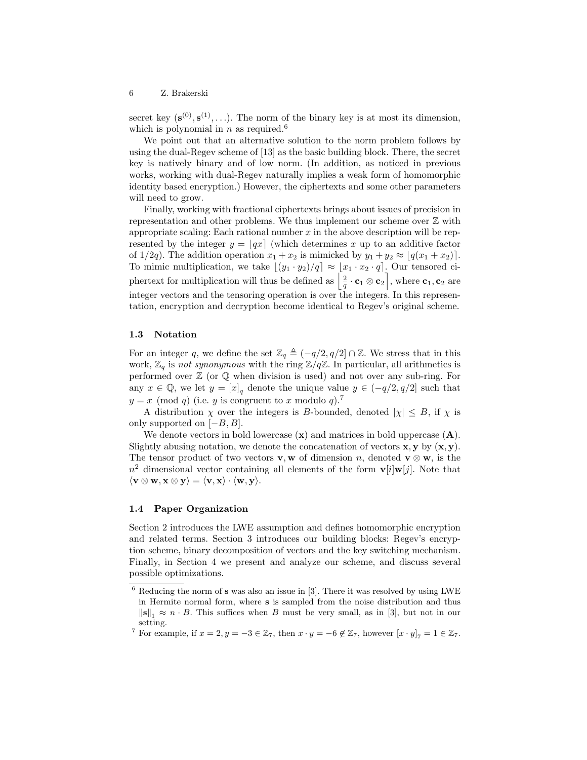secret key $(\mathbf{s}^{(0)}, \mathbf{s}^{(1)}, \ldots)$. The norm of the binary key is at most its dimension, which is polynomial in $n$ as required.[6]

We point out that an alternative solution to the norm problem follows by using the dual-Regev scheme of [13] as the basic building block. There, the secret key is natively binary and of low norm. (In addition, as noticed in previous works, working with dual-Regev naturally implies a weak form of homomorphic identity based encryption.) However, the ciphertexts and some other parameters will need to grow.

Finally, working with fractional ciphertexts brings about issues of precision in representation and other problems. We thus implement our scheme over $\mathbb{Z}$ with appropriate scaling: Each rational number $x$ in the above description will be represented by the integer $y = \lfloor qx \rceil$ (which determines $x$ up to an additive factor of $1/2q$). The addition operation $x_1 + x_2$ is mimicked by $y_1 + y_2 \approx \lfloor q(x_1 + x_2) \rceil$. To mimic multiplication, we take $\lfloor (y_1 \cdot y_2)/q \rceil \approx \lfloor x_1 \cdot x_2 \cdot q \rceil$. Our tensored ciphertext for multiplication will thus be defined as $\left\lfloor \frac{2}{q} \cdot \mathbf{c}_1 \otimes \mathbf{c}_2 \right\rceil$, where $\mathbf{c}_1, \mathbf{c}_2$ are integer vectors and the tensoring operation is over the integers. In this representation, encryption and decryption become identical to Regev's original scheme.

### 1.3 Notation

For an integer $q$, we define the set $\mathbb{Z}_q \triangleq (-q/2, q/2] \cap \mathbb{Z}$. We stress that in this work, $\mathbb{Z}_q$ is *not synonymous* with the ring $\mathbb{Z}/q\mathbb{Z}$. In particular, all arithmetics is performed over $\mathbb{Z}$ (or $\mathbb{Q}$ when division is used) and not over any sub-ring. For any $x \in \mathbb{Q}$, we let $y = [x]_q$ denote the unique value $y \in (-q/2, q/2]$ such that $y = x \pmod q$ (i.e. $y$ is congruent to $x$ modulo $q$).[7]

A distribution $\chi$ over the integers is $B$-bounded, denoted $|\chi| \leq B$, if $\chi$ is only supported on $[-B, B]$.

We denote vectors in bold lowercase ($\mathbf{x}$) and matrices in bold uppercase ($\mathbf{A}$). Slightly abusing notation, we denote the concatenation of vectors $\mathbf{x}, \mathbf{y}$ by $(\mathbf{x}, \mathbf{y})$. The tensor product of two vectors $\mathbf{v}, \mathbf{w}$ of dimension $n$, denoted $\mathbf{v} \otimes \mathbf{w}$, is the $n^2$ dimensional vector containing all elements of the form $\mathbf{v}[i]\mathbf{w}[j]$. Note that $\langle \mathbf{v} \otimes \mathbf{w}, \mathbf{x} \otimes \mathbf{y} \rangle = \langle \mathbf{v}, \mathbf{x} \rangle \cdot \langle \mathbf{w}, \mathbf{y} \rangle$.

### 1.4 Paper Organization

Section 2 introduces the LWE assumption and defines homomorphic encryption and related terms. Section 3 introduces our building blocks: Regev's encryption scheme, binary decomposition of vectors and the key switching mechanism. Finally, in Section 4 we present and analyze our scheme, and discuss several possible optimizations.

---

[6] Reducing the norm of $\mathbf{s}$ was also an issue in [3]. There it was resolved by using LWE in Hermite normal form, where $\mathbf{s}$ is sampled from the noise distribution and thus $\|\mathbf{s}\|_1 \approx n \cdot B$. This suffices when $B$ must be very small, as in [3], but not in our setting.

[7] For example, if $x = 2, y = -3 \in \mathbb{Z}_7$, then $x \cdot y = -6 \notin \mathbb{Z}_7$, however $[x \cdot y]_7 = 1 \in \mathbb{Z}_7$.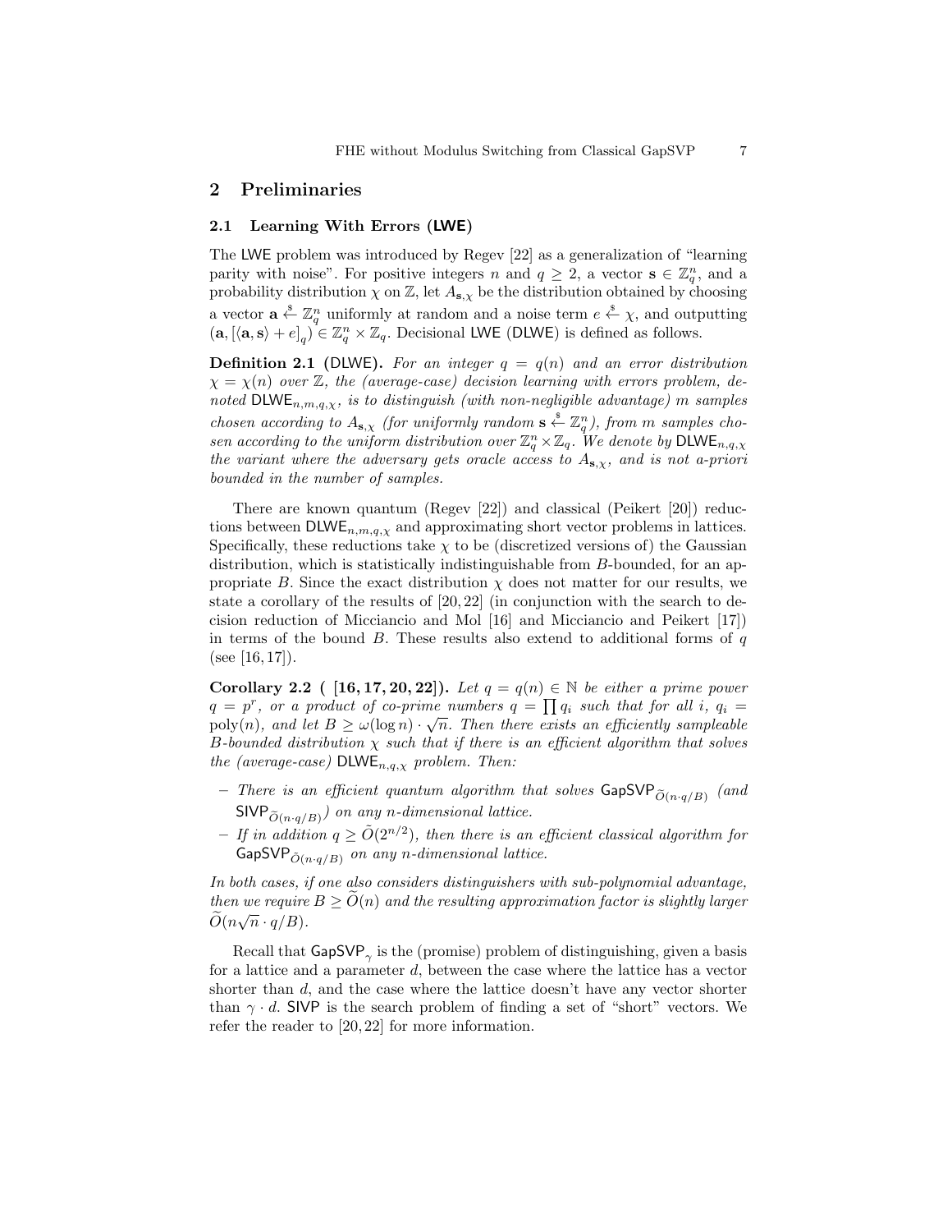## 2 Preliminaries

### 2.1 Learning With Errors (LWE)

The LWE problem was introduced by Regev [22] as a generalization of "learning parity with noise". For positive integers $n$ and $q \geq 2$, a vector $\mathbf{s} \in \mathbb{Z}_q^n$, and a probability distribution $\chi$ on $\mathbb{Z}$, let $A_{\mathbf{s},\chi}$ be the distribution obtained by choosing a vector $\mathbf{a} \stackrel{\$}{\leftarrow} \mathbb{Z}_q^n$ uniformly at random and a noise term $e \stackrel{\$}{\leftarrow} \chi$, and outputting $(\mathbf{a}, [\langle \mathbf{a}, \mathbf{s} \rangle + e]_q) \in \mathbb{Z}_q^n \times \mathbb{Z}_q$. Decisional LWE (DLWE) is defined as follows.

**Definition 2.1 (DLWE).** *For an integer $q = q(n)$ and an error distribution $\chi = \chi(n)$ over $\mathbb{Z}$, the (average-case) decision learning with errors problem, denoted $\mathsf{DLWE}_{n,m,q,\chi}$, is to distinguish (with non-negligible advantage) $m$ samples chosen according to $A_{\mathbf{s},\chi}$ (for uniformly random $\mathbf{s} \stackrel{\$}{\leftarrow} \mathbb{Z}_q^n$), from $m$ samples chosen according to the uniform distribution over $\mathbb{Z}_q^n \times \mathbb{Z}_q$. We denote by $\mathsf{DLWE}_{n,q,\chi}$ the variant where the adversary gets oracle access to $A_{\mathbf{s},\chi}$, and is not a-priori bounded in the number of samples.*

There are known quantum (Regev [22]) and classical (Peikert [20]) reductions between $\mathsf{DLWE}_{n,m,q,\chi}$ and approximating short vector problems in lattices. Specifically, these reductions take $\chi$ to be (discretized versions of) the Gaussian distribution, which is statistically indistinguishable from $B$-bounded, for an appropriate $B$. Since the exact distribution $\chi$ does not matter for our results, we state a corollary of the results of [20, 22] (in conjunction with the search to decision reduction of Micciancio and Mol [16] and Micciancio and Peikert [17]) in terms of the bound $B$. These results also extend to additional forms of $q$ (see [16, 17]).

**Corollary 2.2 ( [16, 17, 20, 22]).** *Let $q = q(n) \in \mathbb{N}$ be either a prime power $q = p^r$, or a product of co-prime numbers $q = \prod q_i$ such that for all $i$, $q_i = \mathrm{poly}(n)$, and let $B \geq \omega(\log n) \cdot \sqrt{n}$. Then there exists an efficiently sampleable $B$-bounded distribution $\chi$ such that if there is an efficient algorithm that solves the (average-case) $\mathsf{DLWE}_{n,q,\chi}$ problem. Then:*

- *There is an efficient quantum algorithm that solves $\mathsf{GapSVP}_{\widetilde{O}(n \cdot q/B)}$ (and $\mathsf{SIVP}_{\widetilde{O}(n \cdot q/B)}$) on any $n$-dimensional lattice.*
- *If in addition $q \geq \tilde{O}(2^{n/2})$, then there is an efficient classical algorithm for $\mathsf{GapSVP}_{\tilde{O}(n \cdot q/B)}$ on any $n$-dimensional lattice.*

*In both cases, if one also considers distinguishers with sub-polynomial advantage, then we require $B \geq \widetilde{O}(n)$ and the resulting approximation factor is slightly larger $\widetilde{O}(n\sqrt{n} \cdot q/B)$.*

Recall that $\mathsf{GapSVP}_\gamma$ is the (promise) problem of distinguishing, given a basis for a lattice and a parameter $d$, between the case where the lattice has a vector shorter than $d$, and the case where the lattice doesn't have any vector shorter than $\gamma \cdot d$. SIVP is the search problem of finding a set of "short" vectors. We refer the reader to [20, 22] for more information.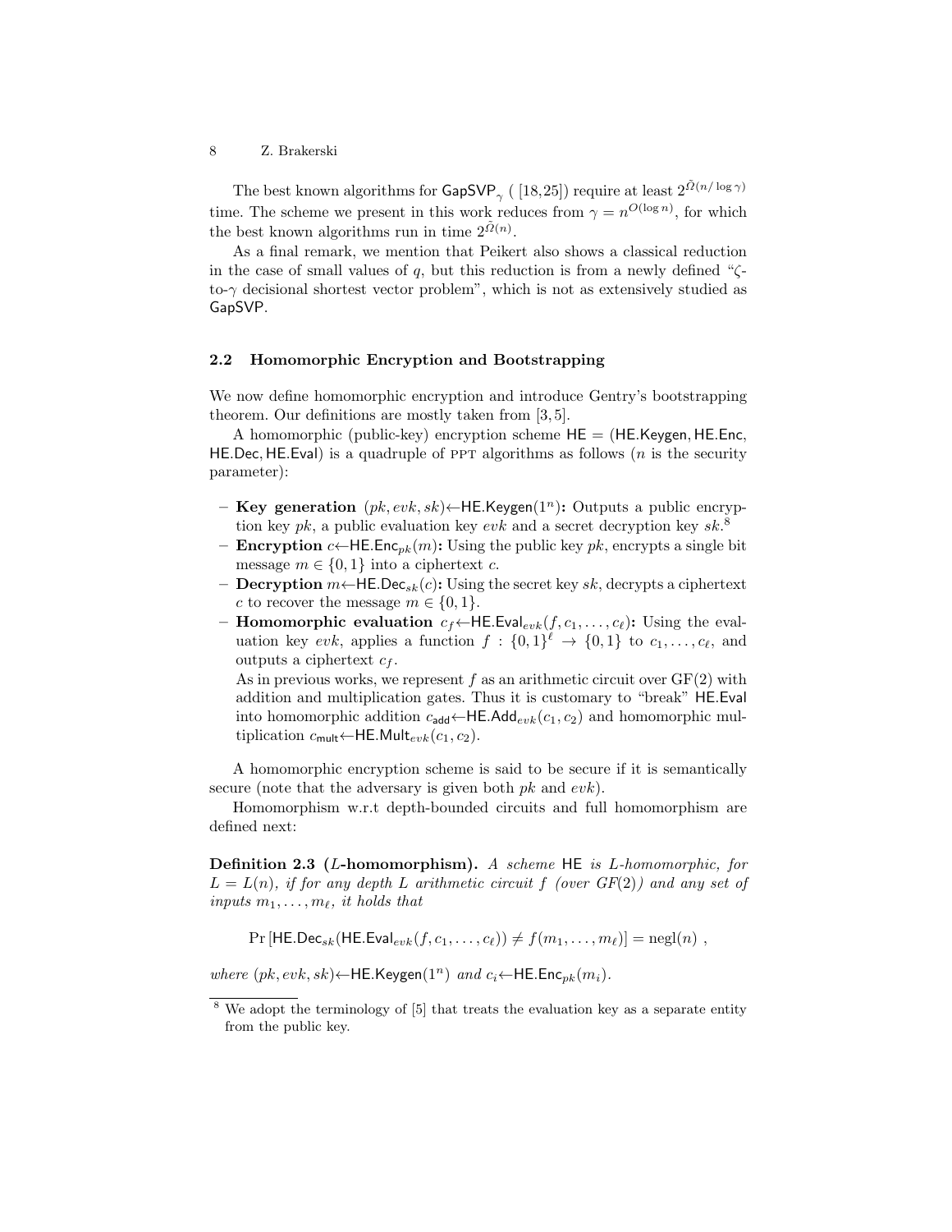The best known algorithms for $\mathsf{GapSVP}_\gamma$ ( [18,25]) require at least $2^{\tilde{\Omega}(n/\log\gamma)}$ time. The scheme we present in this work reduces from $\gamma = n^{O(\log n)}$, for which the best known algorithms run in time $2^{\tilde{\Omega}(n)}$.

As a final remark, we mention that Peikert also shows a classical reduction in the case of small values of $q$, but this reduction is from a newly defined "$\zeta$-to-$\gamma$ decisional shortest vector problem", which is not as extensively studied as $\mathsf{GapSVP}$.

### 2.2 Homomorphic Encryption and Bootstrapping

We now define homomorphic encryption and introduce Gentry's bootstrapping theorem. Our definitions are mostly taken from [3, 5].

A homomorphic (public-key) encryption scheme $\mathsf{HE} = (\mathsf{HE.Keygen}, \mathsf{HE.Enc}, \mathsf{HE.Dec}, \mathsf{HE.Eval})$ is a quadruple of PPT algorithms as follows ($n$ is the security parameter):

- **Key generation** $(pk, evk, sk) \leftarrow \mathsf{HE.Keygen}(1^n)$**:** Outputs a public encryption key $pk$, a public evaluation key $evk$ and a secret decryption key $sk$.[8]
- **Encryption** $c \leftarrow \mathsf{HE.Enc}_{pk}(m)$**:** Using the public key $pk$, encrypts a single bit message $m \in \{0, 1\}$ into a ciphertext $c$.
- **Decryption** $m \leftarrow \mathsf{HE.Dec}_{sk}(c)$**:** Using the secret key $sk$, decrypts a ciphertext $c$ to recover the message $m \in \{0, 1\}$.
- **Homomorphic evaluation** $c_f \leftarrow \mathsf{HE.Eval}_{evk}(f, c_1, \ldots, c_\ell)$**:** Using the evaluation key $evk$, applies a function $f : \{0, 1\}^\ell \to \{0, 1\}$ to $c_1, \ldots, c_\ell$, and outputs a ciphertext $c_f$.
  As in previous works, we represent $f$ as an arithmetic circuit over $\mathrm{GF}(2)$ with addition and multiplication gates. Thus it is customary to "break" $\mathsf{HE.Eval}$ into homomorphic addition $c_{\mathsf{add}} \leftarrow \mathsf{HE.Add}_{evk}(c_1, c_2)$ and homomorphic multiplication $c_{\mathsf{mult}} \leftarrow \mathsf{HE.Mult}_{evk}(c_1, c_2)$.

A homomorphic encryption scheme is said to be secure if it is semantically secure (note that the adversary is given both $pk$ and $evk$).

Homomorphism w.r.t depth-bounded circuits and full homomorphism are defined next:

**Definition 2.3 ($L$-homomorphism).** *A scheme* $\mathsf{HE}$ *is* $L$*-homomorphic, for* $L = L(n)$*, if for any depth* $L$ *arithmetic circuit* $f$ *(over* $GF(2)$*) and any set of inputs* $m_1, \ldots, m_\ell$*, it holds that*

$$\Pr\left[\mathsf{HE.Dec}_{sk}(\mathsf{HE.Eval}_{evk}(f, c_1, \ldots, c_\ell)) \neq f(m_1, \ldots, m_\ell)\right] = \mathrm{negl}(n) \ ,$$

*where* $(pk, evk, sk) \leftarrow \mathsf{HE.Keygen}(1^n)$ *and* $c_i \leftarrow \mathsf{HE.Enc}_{pk}(m_i)$*.*

[8] We adopt the terminology of [5] that treats the evaluation key as a separate entity from the public key.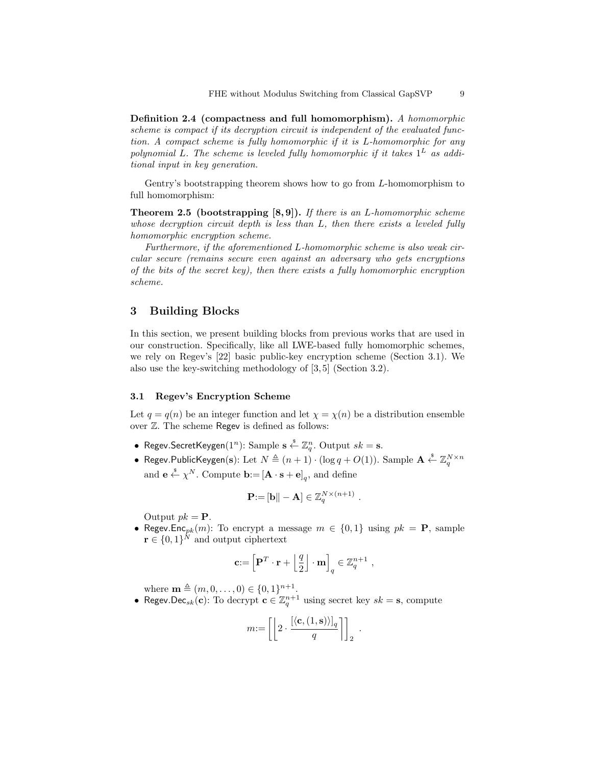**Definition 2.4 (compactness and full homomorphism).** *A homomorphic scheme is compact if its decryption circuit is independent of the evaluated function. A compact scheme is fully homomorphic if it is $L$-homomorphic for any polynomial $L$. The scheme is leveled fully homomorphic if it takes $1^L$ as additional input in key generation.*

Gentry's bootstrapping theorem shows how to go from $L$-homomorphism to full homomorphism:

**Theorem 2.5 (bootstrapping [8, 9]).** *If there is an $L$-homomorphic scheme whose decryption circuit depth is less than $L$, then there exists a leveled fully homomorphic encryption scheme.*

*Furthermore, if the aforementioned $L$-homomorphic scheme is also weak circular secure (remains secure even against an adversary who gets encryptions of the bits of the secret key), then there exists a fully homomorphic encryption scheme.*

## 3 Building Blocks

In this section, we present building blocks from previous works that are used in our construction. Specifically, like all LWE-based fully homomorphic schemes, we rely on Regev's [22] basic public-key encryption scheme (Section 3.1). We also use the key-switching methodology of [3, 5] (Section 3.2).

### 3.1 Regev's Encryption Scheme

Let $q = q(n)$ be an integer function and let $\chi = \chi(n)$ be a distribution ensemble over $\mathbb{Z}$. The scheme Regev is defined as follows:

- Regev.SecretKeygen$(1^n)$: Sample $\mathbf{s} \xleftarrow{\$} \mathbb{Z}_q^n$. Output $sk = \mathbf{s}$.
- Regev.PublicKeygen$(\mathbf{s})$: Let $N \triangleq (n+1) \cdot (\log q + O(1))$. Sample $\mathbf{A} \xleftarrow{\$} \mathbb{Z}_q^{N \times n}$ and $\mathbf{e} \xleftarrow{\$} \chi^N$. Compute $\mathbf{b} := [\mathbf{A} \cdot \mathbf{s} + \mathbf{e}]_q$, and define

$$\mathbf{P} := [\mathbf{b} \| - \mathbf{A}] \in \mathbb{Z}_q^{N \times (n+1)} \ .$$

  Output $pk = \mathbf{P}$.
- Regev.Enc$_{pk}(m)$: To encrypt a message $m \in \{0, 1\}$ using $pk = \mathbf{P}$, sample $\mathbf{r} \in \{0, 1\}^N$ and output ciphertext

$$\mathbf{c} := \left[ \mathbf{P}^T \cdot \mathbf{r} + \left\lfloor \frac{q}{2} \right\rfloor \cdot \mathbf{m} \right]_q \in \mathbb{Z}_q^{n+1} \ ,$$

  where $\mathbf{m} \triangleq (m, 0, \ldots, 0) \in \{0, 1\}^{n+1}$.
- Regev.Dec$_{sk}(\mathbf{c})$: To decrypt $\mathbf{c} \in \mathbb{Z}_q^{n+1}$ using secret key $sk = \mathbf{s}$, compute

$$m := \left[ \left\lfloor 2 \cdot \frac{[\langle \mathbf{c}, (1, \mathbf{s}) \rangle]_q}{q} \right\rceil \right]_2 \ .$$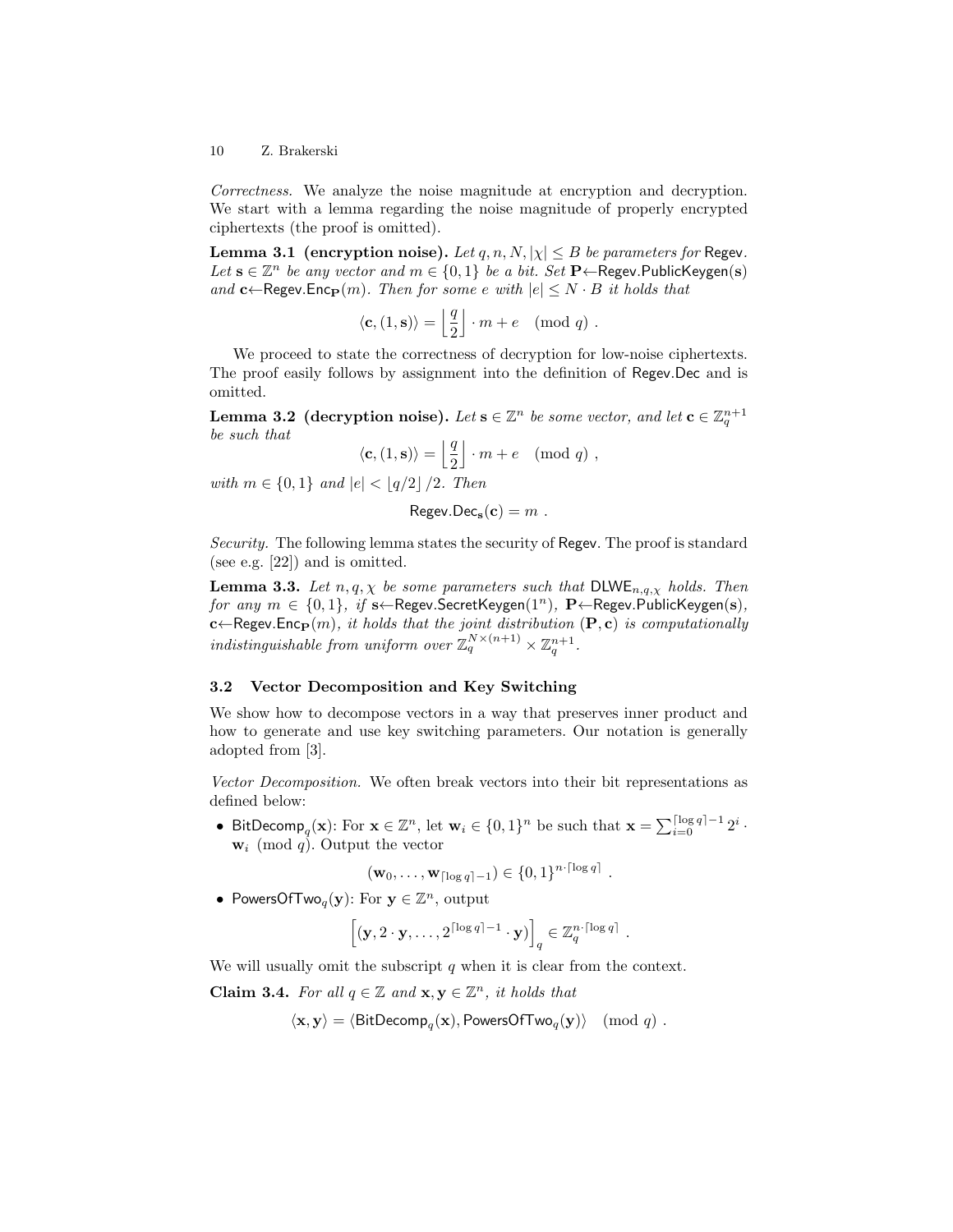*Correctness.* We analyze the noise magnitude at encryption and decryption. We start with a lemma regarding the noise magnitude of properly encrypted ciphertexts (the proof is omitted).

**Lemma 3.1 (encryption noise).** *Let $q, n, N, |\chi| \leq B$ be parameters for* Regev*. Let $\mathbf{s} \in \mathbb{Z}^n$ be any vector and $m \in \{0,1\}$ be a bit. Set $\mathbf{P} \leftarrow \mathsf{Regev.PublicKeygen}(\mathbf{s})$ and $\mathbf{c} \leftarrow \mathsf{Regev.Enc}_{\mathbf{P}}(m)$. Then for some $e$ with $|e| \leq N \cdot B$ it holds that*

$$\langle \mathbf{c}, (1, \mathbf{s}) \rangle = \left\lfloor \frac{q}{2} \right\rfloor \cdot m + e \pmod{q} \ .$$

We proceed to state the correctness of decryption for low-noise ciphertexts. The proof easily follows by assignment into the definition of Regev.Dec and is omitted.

**Lemma 3.2 (decryption noise).** *Let $\mathbf{s} \in \mathbb{Z}^n$ be some vector, and let $\mathbf{c} \in \mathbb{Z}_q^{n+1}$ be such that*

$$\langle \mathbf{c}, (1, \mathbf{s}) \rangle = \left\lfloor \frac{q}{2} \right\rfloor \cdot m + e \pmod{q} \ ,$$

*with $m \in \{0,1\}$ and $|e| < \lfloor q/2 \rfloor / 2$. Then*

$$\mathsf{Regev.Dec}_{\mathbf{s}}(\mathbf{c}) = m \ .$$

*Security.* The following lemma states the security of Regev. The proof is standard (see e.g. [22]) and is omitted.

**Lemma 3.3.** *Let $n, q, \chi$ be some parameters such that $\mathsf{DLWE}_{n,q,\chi}$ holds. Then for any $m \in \{0,1\}$, if $\mathbf{s} \leftarrow \mathsf{Regev.SecretKeygen}(1^n)$, $\mathbf{P} \leftarrow \mathsf{Regev.PublicKeygen}(\mathbf{s})$, $\mathbf{c} \leftarrow \mathsf{Regev.Enc}_{\mathbf{P}}(m)$, it holds that the joint distribution $(\mathbf{P}, \mathbf{c})$ is computationally indistinguishable from uniform over $\mathbb{Z}_q^{N \times (n+1)} \times \mathbb{Z}_q^{n+1}$.*

### 3.2 Vector Decomposition and Key Switching

We show how to decompose vectors in a way that preserves inner product and how to generate and use key switching parameters. Our notation is generally adopted from [3].

*Vector Decomposition.* We often break vectors into their bit representations as defined below:

- $\mathsf{BitDecomp}_q(\mathbf{x})$: For $\mathbf{x} \in \mathbb{Z}^n$, let $\mathbf{w}_i \in \{0,1\}^n$ be such that $\mathbf{x} = \sum_{i=0}^{\lceil \log q \rceil - 1} 2^i \cdot \mathbf{w}_i \pmod{q}$. Output the vector

$$(\mathbf{w}_0, \ldots, \mathbf{w}_{\lceil \log q \rceil - 1}) \in \{0,1\}^{n \cdot \lceil \log q \rceil} \ .$$

- $\mathsf{PowersOfTwo}_q(\mathbf{y})$: For $\mathbf{y} \in \mathbb{Z}^n$, output

$$\left[ (\mathbf{y}, 2 \cdot \mathbf{y}, \ldots, 2^{\lceil \log q \rceil - 1} \cdot \mathbf{y}) \right]_q \in \mathbb{Z}_q^{n \cdot \lceil \log q \rceil} \ .$$

We will usually omit the subscript $q$ when it is clear from the context.

**Claim 3.4.** *For all $q \in \mathbb{Z}$ and $\mathbf{x}, \mathbf{y} \in \mathbb{Z}^n$, it holds that*

$$\langle \mathbf{x}, \mathbf{y} \rangle = \langle \mathsf{BitDecomp}_q(\mathbf{x}), \mathsf{PowersOfTwo}_q(\mathbf{y}) \rangle \pmod{q} \ .$$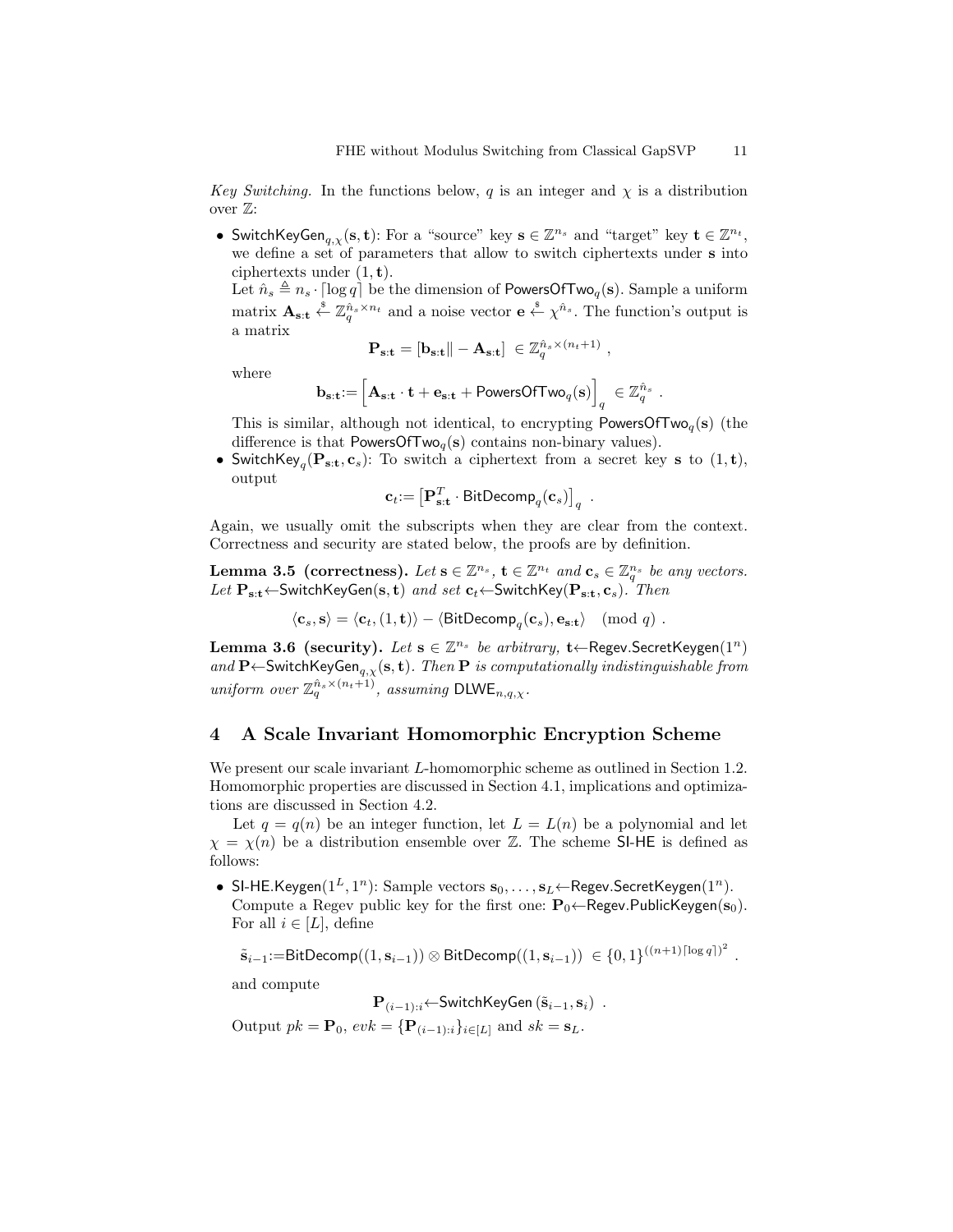*Key Switching.* In the functions below, $q$ is an integer and $\chi$ is a distribution over $\mathbb{Z}$:

- $\mathsf{SwitchKeyGen}_{q,\chi}(\mathbf{s}, \mathbf{t})$: For a "source" key $\mathbf{s} \in \mathbb{Z}^{n_s}$ and "target" key $\mathbf{t} \in \mathbb{Z}^{n_t}$, we define a set of parameters that allow to switch ciphertexts under $\mathbf{s}$ into ciphertexts under $(1, \mathbf{t})$.
  Let $\hat{n}_s \triangleq n_s \cdot \lceil \log q \rceil$ be the dimension of $\mathsf{PowersOfTwo}_q(\mathbf{s})$. Sample a uniform matrix $\mathbf{A}_{\mathbf{s}:\mathbf{t}} \xleftarrow{\$} \mathbb{Z}_q^{\hat{n}_s \times n_t}$ and a noise vector $\mathbf{e} \xleftarrow{\$} \chi^{\hat{n}_s}$. The function's output is a matrix
  $$\mathbf{P}_{\mathbf{s}:\mathbf{t}} = [\mathbf{b}_{\mathbf{s}:\mathbf{t}} \| - \mathbf{A}_{\mathbf{s}:\mathbf{t}}] \in \mathbb{Z}_q^{\hat{n}_s \times (n_t+1)} ,$$
  where
  $$\mathbf{b}_{\mathbf{s}:\mathbf{t}} := \left[ \mathbf{A}_{\mathbf{s}:\mathbf{t}} \cdot \mathbf{t} + \mathbf{e}_{\mathbf{s}:\mathbf{t}} + \mathsf{PowersOfTwo}_q(\mathbf{s}) \right]_q \in \mathbb{Z}_q^{\hat{n}_s} .$$
  This is similar, although not identical, to encrypting $\mathsf{PowersOfTwo}_q(\mathbf{s})$ (the difference is that $\mathsf{PowersOfTwo}_q(\mathbf{s})$ contains non-binary values).
- $\mathsf{SwitchKey}_q(\mathbf{P}_{\mathbf{s}:\mathbf{t}}, \mathbf{c}_s)$: To switch a ciphertext from a secret key $\mathbf{s}$ to $(1, \mathbf{t})$, output
  $$\mathbf{c}_t := \left[ \mathbf{P}_{\mathbf{s}:\mathbf{t}}^T \cdot \mathsf{BitDecomp}_q(\mathbf{c}_s) \right]_q .$$

Again, we usually omit the subscripts when they are clear from the context. Correctness and security are stated below, the proofs are by definition.

**Lemma 3.5 (correctness).** *Let $\mathbf{s} \in \mathbb{Z}^{n_s}$, $\mathbf{t} \in \mathbb{Z}^{n_t}$ and $\mathbf{c}_s \in \mathbb{Z}_q^{n_s}$ be any vectors. Let $\mathbf{P}_{\mathbf{s}:\mathbf{t}} \leftarrow \mathsf{SwitchKeyGen}(\mathbf{s}, \mathbf{t})$ and set $\mathbf{c}_t \leftarrow \mathsf{SwitchKey}(\mathbf{P}_{\mathbf{s}:\mathbf{t}}, \mathbf{c}_s)$. Then*

$$\langle \mathbf{c}_s, \mathbf{s} \rangle = \langle \mathbf{c}_t, (1, \mathbf{t}) \rangle - \langle \mathsf{BitDecomp}_q(\mathbf{c}_s), \mathbf{e}_{\mathbf{s}:\mathbf{t}} \rangle \pmod q .$$

**Lemma 3.6 (security).** *Let $\mathbf{s} \in \mathbb{Z}^{n_s}$ be arbitrary, $\mathbf{t} \leftarrow \mathsf{Regev.SecretKeygen}(1^n)$ and $\mathbf{P} \leftarrow \mathsf{SwitchKeyGen}_{q,\chi}(\mathbf{s}, \mathbf{t})$. Then $\mathbf{P}$ is computationally indistinguishable from uniform over $\mathbb{Z}_q^{\hat{n}_s \times (n_t+1)}$, assuming $\mathsf{DLWE}_{n,q,\chi}$.*

## 4 A Scale Invariant Homomorphic Encryption Scheme

We present our scale invariant $L$-homomorphic scheme as outlined in Section 1.2. Homomorphic properties are discussed in Section 4.1, implications and optimizations are discussed in Section 4.2.

Let $q = q(n)$ be an integer function, let $L = L(n)$ be a polynomial and let $\chi = \chi(n)$ be a distribution ensemble over $\mathbb{Z}$. The scheme $\mathsf{SI\text{-}HE}$ is defined as follows:

- $\mathsf{SI\text{-}HE.Keygen}(1^L, 1^n)$: Sample vectors $\mathbf{s}_0, \ldots, \mathbf{s}_L \leftarrow \mathsf{Regev.SecretKeygen}(1^n)$. Compute a Regev public key for the first one: $\mathbf{P}_0 \leftarrow \mathsf{Regev.PublicKeygen}(\mathbf{s}_0)$. For all $i \in [L]$, define
  $$\tilde{\mathbf{s}}_{i-1} := \mathsf{BitDecomp}((1, \mathbf{s}_{i-1})) \otimes \mathsf{BitDecomp}((1, \mathbf{s}_{i-1})) \in \{0,1\}^{((n+1)\lceil \log q \rceil)^2} .$$
  and compute
  $$\mathbf{P}_{(i-1):i} \leftarrow \mathsf{SwitchKeyGen}\left( \tilde{\mathbf{s}}_{i-1}, \mathbf{s}_i \right) .$$
  Output $pk = \mathbf{P}_0$, $evk = \{\mathbf{P}_{(i-1):i}\}_{i \in [L]}$ and $sk = \mathbf{s}_L$.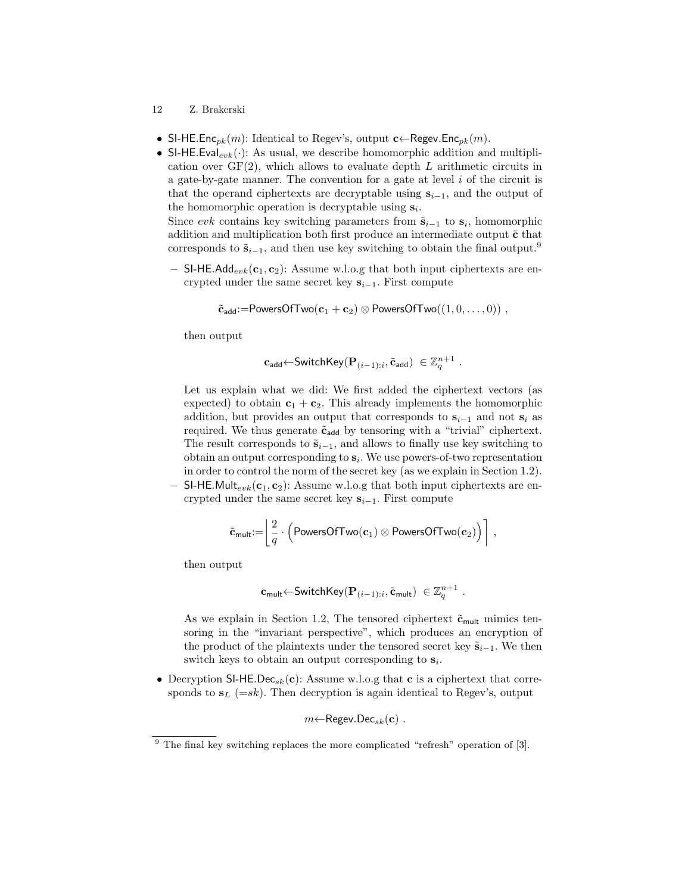- $\mathsf{SI\text{-}HE.Enc}_{pk}(m)$: Identical to Regev's, output $\mathbf{c} \leftarrow \mathsf{Regev.Enc}_{pk}(m)$.
- $\mathsf{SI\text{-}HE.Eval}_{evk}(\cdot)$: As usual, we describe homomorphic addition and multiplication over GF(2), which allows to evaluate depth $L$ arithmetic circuits in a gate-by-gate manner. The convention for a gate at level $i$ of the circuit is that the operand ciphertexts are decryptable using $\mathbf{s}_{i-1}$, and the output of the homomorphic operation is decryptable using $\mathbf{s}_i$.

  Since $evk$ contains key switching parameters from $\tilde{\mathbf{s}}_{i-1}$ to $\mathbf{s}_i$, homomorphic addition and multiplication both first produce an intermediate output $\tilde{\mathbf{c}}$ that corresponds to $\tilde{\mathbf{s}}_{i-1}$, and then use key switching to obtain the final output.[9]

  - $\mathsf{SI\text{-}HE.Add}_{evk}(\mathbf{c}_1, \mathbf{c}_2)$: Assume w.l.o.g that both input ciphertexts are encrypted under the same secret key $\mathbf{s}_{i-1}$. First compute

    $$\tilde{\mathbf{c}}_{\mathsf{add}} := \mathsf{PowersOfTwo}(\mathbf{c}_1 + \mathbf{c}_2) \otimes \mathsf{PowersOfTwo}((1, 0, \ldots, 0)) ,$$

    then output

    $$\mathbf{c}_{\mathsf{add}} \leftarrow \mathsf{SwitchKey}(\mathbf{P}_{(i-1):i}, \tilde{\mathbf{c}}_{\mathsf{add}}) \in \mathbb{Z}_q^{n+1} .$$

    Let us explain what we did: We first added the ciphertext vectors (as expected) to obtain $\mathbf{c}_1 + \mathbf{c}_2$. This already implements the homomorphic addition, but provides an output that corresponds to $\mathbf{s}_{i-1}$ and not $\mathbf{s}_i$ as required. We thus generate $\tilde{\mathbf{c}}_{\mathsf{add}}$ by tensoring with a "trivial" ciphertext. The result corresponds to $\tilde{\mathbf{s}}_{i-1}$, and allows to finally use key switching to obtain an output corresponding to $\mathbf{s}_i$. We use powers-of-two representation in order to control the norm of the secret key (as we explain in Section 1.2).
  - $\mathsf{SI\text{-}HE.Mult}_{evk}(\mathbf{c}_1, \mathbf{c}_2)$: Assume w.l.o.g that both input ciphertexts are encrypted under the same secret key $\mathbf{s}_{i-1}$. First compute

    $$\tilde{\mathbf{c}}_{\mathsf{mult}} := \left\lfloor \frac{2}{q} \cdot \Big( \mathsf{PowersOfTwo}(\mathbf{c}_1) \otimes \mathsf{PowersOfTwo}(\mathbf{c}_2) \Big) \right\rceil ,$$

    then output

    $$\mathbf{c}_{\mathsf{mult}} \leftarrow \mathsf{SwitchKey}(\mathbf{P}_{(i-1):i}, \tilde{\mathbf{c}}_{\mathsf{mult}}) \in \mathbb{Z}_q^{n+1} .$$

    As we explain in Section 1.2, The tensored ciphertext $\tilde{\mathbf{c}}_{\mathsf{mult}}$ mimics tensoring in the "invariant perspective", which produces an encryption of the product of the plaintexts under the tensored secret key $\tilde{\mathbf{s}}_{i-1}$. We then switch keys to obtain an output corresponding to $\mathbf{s}_i$.
- Decryption $\mathsf{SI\text{-}HE.Dec}_{sk}(\mathbf{c})$: Assume w.l.o.g that $\mathbf{c}$ is a ciphertext that corresponds to $\mathbf{s}_L$ ($=sk$). Then decryption is again identical to Regev's, output

  $$m \leftarrow \mathsf{Regev.Dec}_{sk}(\mathbf{c}) .$$

[9] The final key switching replaces the more complicated "refresh" operation of [3].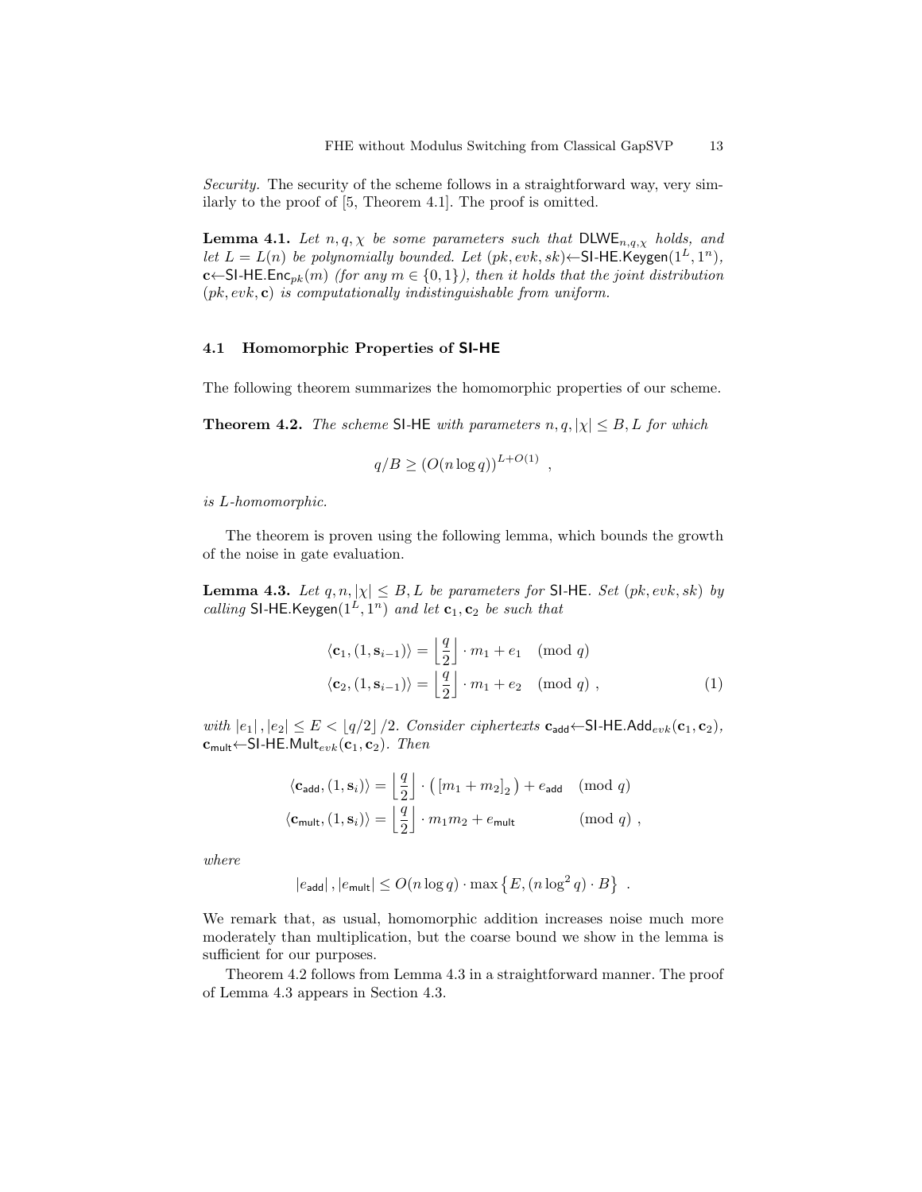*Security.* The security of the scheme follows in a straightforward way, very similarly to the proof of [5, Theorem 4.1]. The proof is omitted.

**Lemma 4.1.** *Let $n, q, \chi$ be some parameters such that $\mathsf{DLWE}_{n,q,\chi}$ holds, and let $L = L(n)$ be polynomially bounded. Let $(pk, evk, sk) \leftarrow \mathsf{SI\text{-}HE.Keygen}(1^L, 1^n)$, $\mathbf{c} \leftarrow \mathsf{SI\text{-}HE.Enc}_{pk}(m)$ (for any $m \in \{0,1\}$), then it holds that the joint distribution $(pk, evk, \mathbf{c})$ is computationally indistinguishable from uniform.*

### 4.1 Homomorphic Properties of SI-HE

The following theorem summarizes the homomorphic properties of our scheme.

**Theorem 4.2.** *The scheme $\mathsf{SI\text{-}HE}$ with parameters $n, q, |\chi| \le B, L$ for which*

$$q/B \ge (O(n \log q))^{L+O(1)} \enspace ,$$

*is $L$-homomorphic.*

The theorem is proven using the following lemma, which bounds the growth of the noise in gate evaluation.

**Lemma 4.3.** *Let $q, n, |\chi| \le B, L$ be parameters for $\mathsf{SI\text{-}HE}$. Set $(pk, evk, sk)$ by calling $\mathsf{SI\text{-}HE.Keygen}(1^L, 1^n)$ and let $\mathbf{c}_1, \mathbf{c}_2$ be such that*

$$\begin{aligned}
\langle \mathbf{c}_1, (1, \mathbf{s}_{i-1}) \rangle &= \left\lfloor \frac{q}{2} \right\rfloor \cdot m_1 + e_1 \pmod q \\
\langle \mathbf{c}_2, (1, \mathbf{s}_{i-1}) \rangle &= \left\lfloor \frac{q}{2} \right\rfloor \cdot m_1 + e_2 \pmod q \enspace ,
\end{aligned} \tag{1}$$

*with $|e_1|, |e_2| \le E < \lfloor q/2 \rfloor / 2$. Consider ciphertexts $\mathbf{c}_{\mathsf{add}} \leftarrow \mathsf{SI\text{-}HE.Add}_{evk}(\mathbf{c}_1, \mathbf{c}_2)$, $\mathbf{c}_{\mathsf{mult}} \leftarrow \mathsf{SI\text{-}HE.Mult}_{evk}(\mathbf{c}_1, \mathbf{c}_2)$. Then*

$$\begin{aligned}
\langle \mathbf{c}_{\mathsf{add}}, (1, \mathbf{s}_i) \rangle &= \left\lfloor \frac{q}{2} \right\rfloor \cdot \left( [m_1 + m_2]_2 \right) + e_{\mathsf{add}} \pmod q \\
\langle \mathbf{c}_{\mathsf{mult}}, (1, \mathbf{s}_i) \rangle &= \left\lfloor \frac{q}{2} \right\rfloor \cdot m_1 m_2 + e_{\mathsf{mult}} \qquad\qquad \pmod q \enspace ,
\end{aligned}$$

*where*

$$|e_{\mathsf{add}}|, |e_{\mathsf{mult}}| \le O(n \log q) \cdot \max\left\{E, (n \log^2 q) \cdot B\right\} \enspace .$$

We remark that, as usual, homomorphic addition increases noise much more moderately than multiplication, but the coarse bound we show in the lemma is sufficient for our purposes.

Theorem 4.2 follows from Lemma 4.3 in a straightforward manner. The proof of Lemma 4.3 appears in Section 4.3.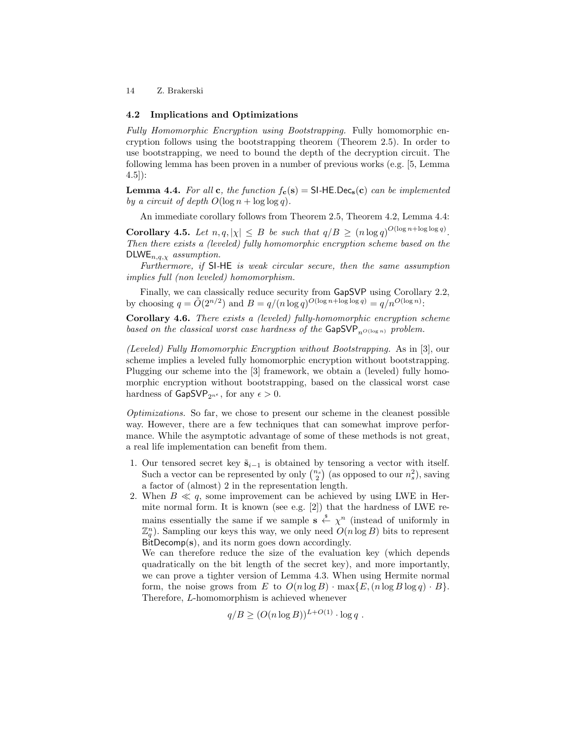### 4.2 Implications and Optimizations

*Fully Homomorphic Encryption using Bootstrapping.* Fully homomorphic encryption follows using the bootstrapping theorem (Theorem 2.5). In order to use bootstrapping, we need to bound the depth of the decryption circuit. The following lemma has been proven in a number of previous works (e.g. [5, Lemma 4.5]):

**Lemma 4.4.** *For all* $\mathbf{c}$*, the function* $f_{\mathbf{c}}(\mathbf{s}) = \mathsf{SI\text{-}HE.Dec}_{\mathbf{s}}(\mathbf{c})$ *can be implemented by a circuit of depth* $O(\log n + \log\log q)$*.*

An immediate corollary follows from Theorem 2.5, Theorem 4.2, Lemma 4.4:

**Corollary 4.5.** *Let* $n, q, |\chi| \leq B$ *be such that* $q/B \geq (n \log q)^{O(\log n + \log\log q)}$*. Then there exists a (leveled) fully homomorphic encryption scheme based on the* $\mathsf{DLWE}_{n,q,\chi}$ *assumption.*

*Furthermore, if* $\mathsf{SI\text{-}HE}$ *is weak circular secure, then the same assumption implies full (non leveled) homomorphism.*

Finally, we can classically reduce security from $\mathsf{GapSVP}$ using Corollary 2.2, by choosing $q = \tilde{O}(2^{n/2})$ and $B = q/(n \log q)^{O(\log n + \log\log q)} = q/n^{O(\log n)}$:

**Corollary 4.6.** *There exists a (leveled) fully-homomorphic encryption scheme based on the classical worst case hardness of the* $\mathsf{GapSVP}_{n^{O(\log n)}}$ *problem.*

*(Leveled) Fully Homomorphic Encryption without Bootstrapping.* As in [3], our scheme implies a leveled fully homomorphic encryption without bootstrapping. Plugging our scheme into the [3] framework, we obtain a (leveled) fully homomorphic encryption without bootstrapping, based on the classical worst case hardness of $\mathsf{GapSVP}_{2^{n^{\epsilon}}}$, for any $\epsilon > 0$.

*Optimizations.* So far, we chose to present our scheme in the cleanest possible way. However, there are a few techniques that can somewhat improve performance. While the asymptotic advantage of some of these methods is not great, a real life implementation can benefit from them.

1. Our tensored secret key $\tilde{\mathbf{s}}_{i-1}$ is obtained by tensoring a vector with itself. Such a vector can be represented by only $\binom{n_s}{2}$ (as opposed to our $n_s^2$), saving a factor of (almost) 2 in the representation length.
2. When $B \ll q$, some improvement can be achieved by using LWE in Hermite normal form. It is known (see e.g. [2]) that the hardness of LWE remains essentially the same if we sample $\mathbf{s} \xleftarrow{\$} \chi^n$ (instead of uniformly in $\mathbb{Z}_q^n$). Sampling our keys this way, we only need $O(n \log B)$ bits to represent $\mathsf{BitDecomp}(\mathbf{s})$, and its norm goes down accordingly.
   We can therefore reduce the size of the evaluation key (which depends quadratically on the bit length of the secret key), and more importantly, we can prove a tighter version of Lemma 4.3. When using Hermite normal form, the noise grows from $E$ to $O(n \log B) \cdot \max\{E, (n \log B \log q) \cdot B\}$. Therefore, $L$-homomorphism is achieved whenever

$$q/B \geq (O(n \log B))^{L+O(1)} \cdot \log q \ .$$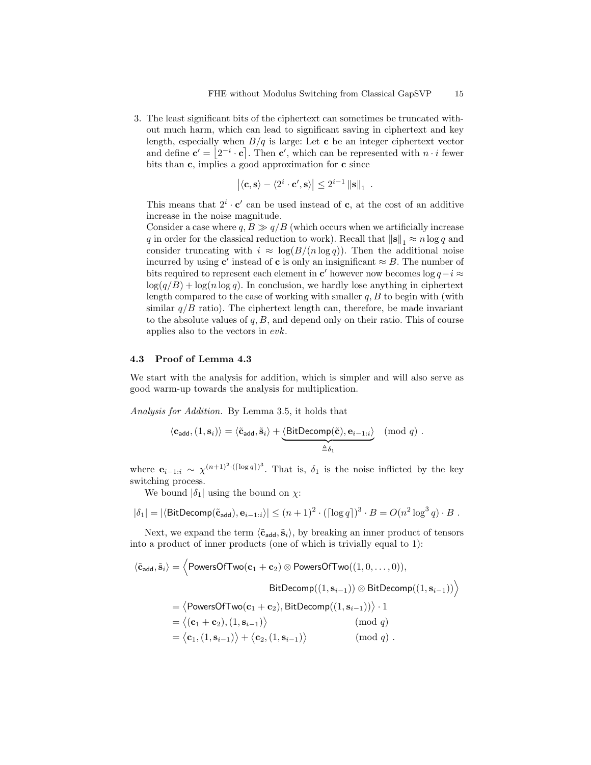3. The least significant bits of the ciphertext can sometimes be truncated without much harm, which can lead to significant saving in ciphertext and key length, especially when $B/q$ is large: Let $\mathbf{c}$ be an integer ciphertext vector and define $\mathbf{c}' = \lfloor 2^{-i} \cdot \mathbf{c} \rceil$. Then $\mathbf{c}'$, which can be represented with $n \cdot i$ fewer bits than $\mathbf{c}$, implies a good approximation for $\mathbf{c}$ since

$$\left| \langle \mathbf{c}, \mathbf{s} \rangle - \langle 2^i \cdot \mathbf{c}', \mathbf{s} \rangle \right| \leq 2^{i-1} \left\| \mathbf{s} \right\|_1 \ .$$

This means that $2^i \cdot \mathbf{c}'$ can be used instead of $\mathbf{c}$, at the cost of an additive increase in the noise magnitude.

Consider a case where $q, B \gg q/B$ (which occurs when we artificially increase $q$ in order for the classical reduction to work). Recall that $\left\| \mathbf{s} \right\|_1 \approx n \log q$ and consider truncating with $i \approx \log(B/(n \log q))$. Then the additional noise incurred by using $\mathbf{c}'$ instead of $\mathbf{c}$ is only an insignificant $\approx B$. The number of bits required to represent each element in $\mathbf{c}'$ however now becomes $\log q - i \approx \log(q/B) + \log(n \log q)$. In conclusion, we hardly lose anything in ciphertext length compared to the case of working with smaller $q, B$ to begin with (with similar $q/B$ ratio). The ciphertext length can, therefore, be made invariant to the absolute values of $q, B$, and depend only on their ratio. This of course applies also to the vectors in *evk*.

### 4.3 Proof of Lemma 4.3

We start with the analysis for addition, which is simpler and will also serve as good warm-up towards the analysis for multiplication.

*Analysis for Addition.* By Lemma 3.5, it holds that

$$\langle \mathbf{c}_{\mathsf{add}}, (1, \mathbf{s}_i) \rangle = \langle \tilde{\mathbf{c}}_{\mathsf{add}}, \tilde{\mathbf{s}}_i \rangle + \underbrace{\langle \mathsf{BitDecomp}(\tilde{\mathbf{c}}), \mathbf{e}_{i-1:i} \rangle}_{\triangleq \delta_1} \pmod{q} \ .$$

where $\mathbf{e}_{i-1:i} \sim \chi^{(n+1)^2 \cdot (\lceil \log q \rceil)^3}$. That is, $\delta_1$ is the noise inflicted by the key switching process.

We bound $|\delta_1|$ using the bound on $\chi$:

$$|\delta_1| = |\langle \mathsf{BitDecomp}(\tilde{\mathbf{c}}_{\mathsf{add}}), \mathbf{e}_{i-1:i} \rangle| \leq (n+1)^2 \cdot (\lceil \log q \rceil)^3 \cdot B = O(n^2 \log^3 q) \cdot B \ .$$

Next, we expand the term $\langle \tilde{\mathbf{c}}_{\mathsf{add}}, \tilde{\mathbf{s}}_i \rangle$, by breaking an inner product of tensors into a product of inner products (one of which is trivially equal to 1):

$$\begin{aligned}
\langle \tilde{\mathbf{c}}_{\mathsf{add}}, \tilde{\mathbf{s}}_i \rangle &= \Big\langle \mathsf{PowersOfTwo}(\mathbf{c}_1 + \mathbf{c}_2) \otimes \mathsf{PowersOfTwo}((1, 0, \ldots, 0)), \\
&\qquad\qquad \mathsf{BitDecomp}((1, \mathbf{s}_{i-1})) \otimes \mathsf{BitDecomp}((1, \mathbf{s}_{i-1})) \Big\rangle \\
&= \big\langle \mathsf{PowersOfTwo}(\mathbf{c}_1 + \mathbf{c}_2), \mathsf{BitDecomp}((1, \mathbf{s}_{i-1})) \big\rangle \cdot 1 \\
&= \big\langle (\mathbf{c}_1 + \mathbf{c}_2), (1, \mathbf{s}_{i-1}) \big\rangle \pmod{q} \\
&= \big\langle \mathbf{c}_1, (1, \mathbf{s}_{i-1}) \big\rangle + \big\langle \mathbf{c}_2, (1, \mathbf{s}_{i-1}) \big\rangle \pmod{q} \ .
\end{aligned}$$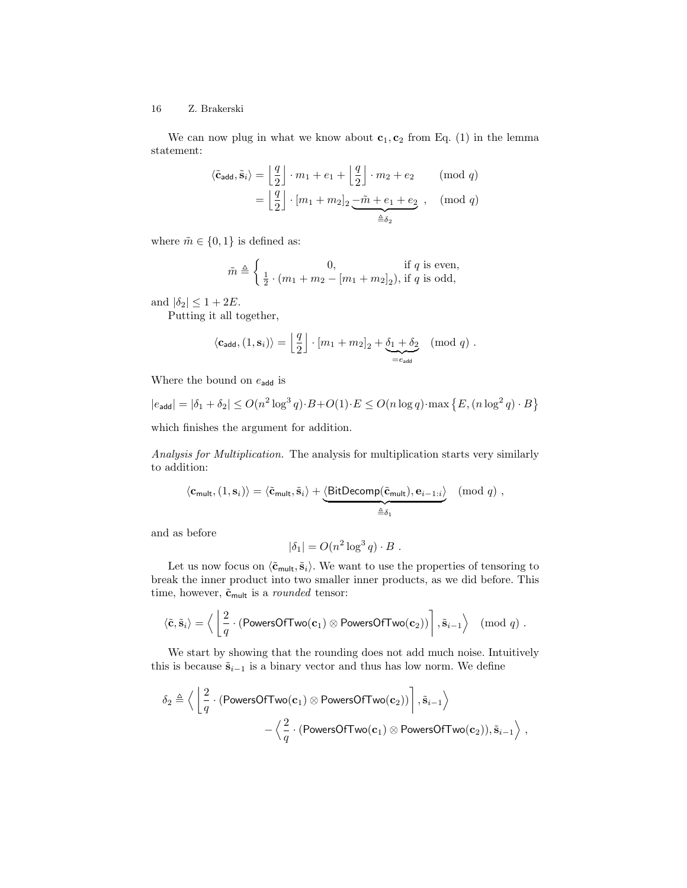We can now plug in what we know about $\mathbf{c}_1, \mathbf{c}_2$ from Eq. (1) in the lemma statement:

$$\begin{aligned}
\langle \tilde{\mathbf{c}}_{\mathsf{add}}, \tilde{\mathbf{s}}_i \rangle &= \left\lfloor \frac{q}{2} \right\rfloor \cdot m_1 + e_1 + \left\lfloor \frac{q}{2} \right\rfloor \cdot m_2 + e_2 \qquad \pmod q \\
&= \left\lfloor \frac{q}{2} \right\rfloor \cdot [m_1 + m_2]_2 \underbrace{- \tilde{m} + e_1 + e_2}_{\triangleq \delta_2} , \quad \pmod q
\end{aligned}$$

where $\tilde{m} \in \{0, 1\}$ is defined as:

$$\tilde{m} \triangleq \begin{cases} 0, & \text{if } q \text{ is even,} \\ \frac{1}{2} \cdot (m_1 + m_2 - [m_1 + m_2]_2), & \text{if } q \text{ is odd,} \end{cases}$$

and $|\delta_2| \le 1 + 2E$.

Putting it all together,

$$\langle \mathbf{c}_{\mathsf{add}}, (1, \mathbf{s}_i) \rangle = \left\lfloor \frac{q}{2} \right\rfloor \cdot [m_1 + m_2]_2 + \underbrace{\delta_1 + \delta_2}_{= e_{\mathsf{add}}} \pmod q .$$

Where the bound on $e_{\mathsf{add}}$ is

$$|e_{\mathsf{add}}| = |\delta_1 + \delta_2| \le O(n^2 \log^3 q) \cdot B + O(1) \cdot E \le O(n \log q) \cdot \max\left\{E, (n \log^2 q) \cdot B\right\}$$

which finishes the argument for addition.

*Analysis for Multiplication.* The analysis for multiplication starts very similarly to addition:

$$\langle \mathbf{c}_{\mathsf{mult}}, (1, \mathbf{s}_i) \rangle = \langle \tilde{\mathbf{c}}_{\mathsf{mult}}, \tilde{\mathbf{s}}_i \rangle + \underbrace{\langle \mathsf{BitDecomp}(\tilde{\mathbf{c}}_{\mathsf{mult}}), \mathbf{e}_{i-1:i} \rangle}_{\triangleq \delta_1} \pmod q ,$$

and as before

$$|\delta_1| = O(n^2 \log^3 q) \cdot B .$$

Let us now focus on $\langle \tilde{\mathbf{c}}_{\mathsf{mult}}, \tilde{\mathbf{s}}_i \rangle$. We want to use the properties of tensoring to break the inner product into two smaller inner products, as we did before. This time, however, $\tilde{\mathbf{c}}_{\mathsf{mult}}$ is a *rounded* tensor:

$$\langle \tilde{\mathbf{c}}, \tilde{\mathbf{s}}_i \rangle = \left\langle \left\lfloor \frac{2}{q} \cdot (\mathsf{PowersOfTwo}(\mathbf{c}_1) \otimes \mathsf{PowersOfTwo}(\mathbf{c}_2)) \right\rceil, \tilde{\mathbf{s}}_{i-1} \right\rangle \pmod q .$$

We start by showing that the rounding does not add much noise. Intuitively this is because $\tilde{\mathbf{s}}_{i-1}$ is a binary vector and thus has low norm. We define

$$\begin{aligned}
\delta_2 \triangleq \Big\langle \left\lfloor \frac{2}{q} \cdot (\mathsf{PowersOfTwo}(\mathbf{c}_1) \otimes \mathsf{PowersOfTwo}(\mathbf{c}_2)) \right\rceil, \tilde{\mathbf{s}}_{i-1} \Big\rangle& \\
- \Big\langle \frac{2}{q} \cdot (\mathsf{PowersOfTwo}(\mathbf{c}_1) \otimes \mathsf{PowersOfTwo}(\mathbf{c}_2)), \tilde{\mathbf{s}}_{i-1} \Big\rangle& ,
\end{aligned}$$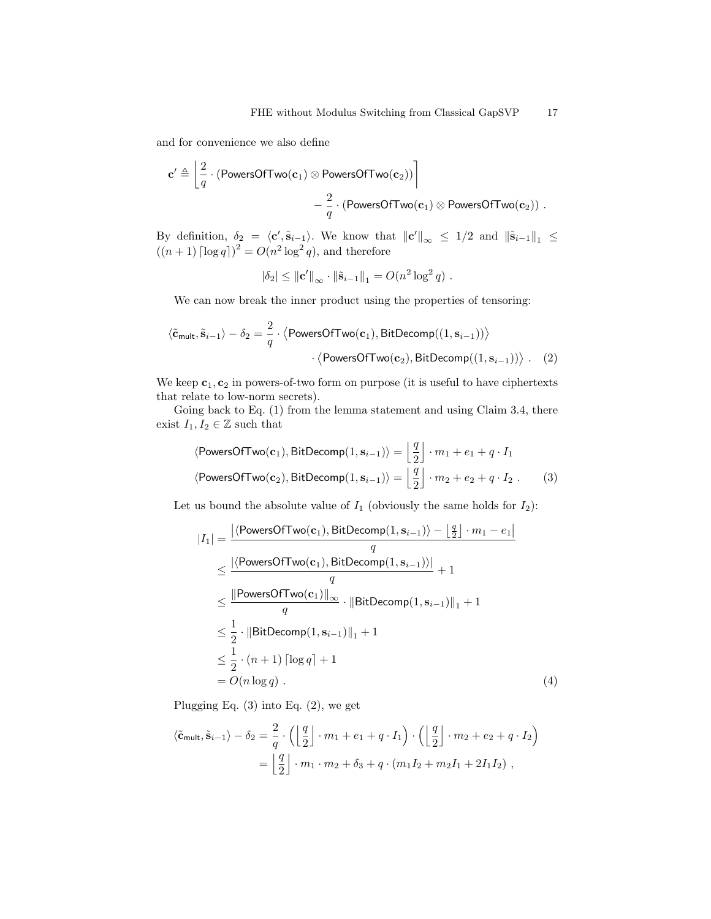and for convenience we also define

$$\mathbf{c}' \triangleq \left\lceil \frac{2}{q} \cdot (\mathsf{PowersOfTwo}(\mathbf{c}_1) \otimes \mathsf{PowersOfTwo}(\mathbf{c}_2)) \right\rfloor - \frac{2}{q} \cdot (\mathsf{PowersOfTwo}(\mathbf{c}_1) \otimes \mathsf{PowersOfTwo}(\mathbf{c}_2)) \ .$$

By definition, $\delta_2 = \langle \mathbf{c}', \tilde{\mathbf{s}}_{i-1} \rangle$. We know that $\|\mathbf{c}'\|_\infty \leq 1/2$ and $\|\tilde{\mathbf{s}}_{i-1}\|_1 \leq ((n+1)\lceil \log q \rceil)^2 = O(n^2 \log^2 q)$, and therefore

$$|\delta_2| \leq \|\mathbf{c}'\|_\infty \cdot \|\tilde{\mathbf{s}}_{i-1}\|_1 = O(n^2 \log^2 q) \ .$$

We can now break the inner product using the properties of tensoring:

$$\langle \tilde{\mathbf{c}}_{\mathsf{mult}}, \tilde{\mathbf{s}}_{i-1} \rangle - \delta_2 = \frac{2}{q} \cdot \left\langle \mathsf{PowersOfTwo}(\mathbf{c}_1), \mathsf{BitDecomp}((1, \mathbf{s}_{i-1})) \right\rangle \cdot \left\langle \mathsf{PowersOfTwo}(\mathbf{c}_2), \mathsf{BitDecomp}((1, \mathbf{s}_{i-1})) \right\rangle \ . \quad (2)$$

We keep $\mathbf{c}_1, \mathbf{c}_2$ in powers-of-two form on purpose (it is useful to have ciphertexts that relate to low-norm secrets).

Going back to Eq. (1) from the lemma statement and using Claim 3.4, there exist $I_1, I_2 \in \mathbb{Z}$ such that

$$\begin{aligned}
\langle \mathsf{PowersOfTwo}(\mathbf{c}_1), \mathsf{BitDecomp}(1, \mathbf{s}_{i-1}) \rangle &= \left\lfloor \frac{q}{2} \right\rfloor \cdot m_1 + e_1 + q \cdot I_1 \\
\langle \mathsf{PowersOfTwo}(\mathbf{c}_2), \mathsf{BitDecomp}(1, \mathbf{s}_{i-1}) \rangle &= \left\lfloor \frac{q}{2} \right\rfloor \cdot m_2 + e_2 + q \cdot I_2 \ . \quad (3)
\end{aligned}$$

Let us bound the absolute value of $I_1$ (obviously the same holds for $I_2$):

$$\begin{aligned}
|I_1| &= \frac{\left| \langle \mathsf{PowersOfTwo}(\mathbf{c}_1), \mathsf{BitDecomp}(1, \mathbf{s}_{i-1}) \rangle - \left\lfloor \frac{q}{2} \right\rfloor \cdot m_1 - e_1 \right|}{q} \\
&\leq \frac{|\langle \mathsf{PowersOfTwo}(\mathbf{c}_1), \mathsf{BitDecomp}(1, \mathbf{s}_{i-1}) \rangle|}{q} + 1 \\
&\leq \frac{\|\mathsf{PowersOfTwo}(\mathbf{c}_1)\|_\infty}{q} \cdot \|\mathsf{BitDecomp}(1, \mathbf{s}_{i-1})\|_1 + 1 \\
&\leq \frac{1}{2} \cdot \|\mathsf{BitDecomp}(1, \mathbf{s}_{i-1})\|_1 + 1 \\
&\leq \frac{1}{2} \cdot (n+1) \lceil \log q \rceil + 1 \\
&= O(n \log q) \ . \quad (4)
\end{aligned}$$

Plugging Eq. (3) into Eq. (2), we get

$$\begin{aligned}
\langle \tilde{\mathbf{c}}_{\mathsf{mult}}, \tilde{\mathbf{s}}_{i-1} \rangle - \delta_2 &= \frac{2}{q} \cdot \left( \left\lfloor \frac{q}{2} \right\rfloor \cdot m_1 + e_1 + q \cdot I_1 \right) \cdot \left( \left\lfloor \frac{q}{2} \right\rfloor \cdot m_2 + e_2 + q \cdot I_2 \right) \\
&= \left\lfloor \frac{q}{2} \right\rfloor \cdot m_1 \cdot m_2 + \delta_3 + q \cdot (m_1 I_2 + m_2 I_1 + 2 I_1 I_2) \ ,
\end{aligned}$$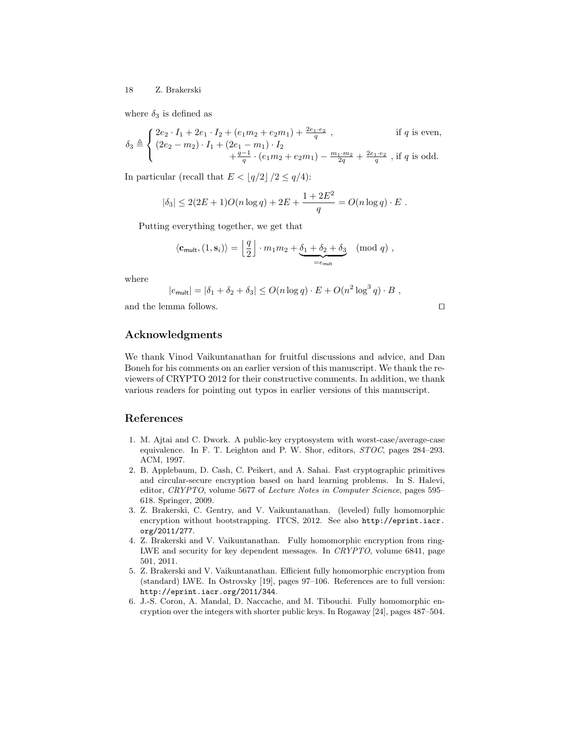where $\delta_3$ is defined as

$$\delta_3 \triangleq \begin{cases} 2e_2 \cdot I_1 + 2e_1 \cdot I_2 + (e_1 m_2 + e_2 m_1) + \frac{2e_1 \cdot e_2}{q} \ , & \text{if } q \text{ is even,} \\ (2e_2 - m_2) \cdot I_1 + (2e_1 - m_1) \cdot I_2 & \\ \qquad\qquad + \frac{q-1}{q} \cdot (e_1 m_2 + e_2 m_1) - \frac{m_1 \cdot m_2}{2q} + \frac{2e_1 \cdot e_2}{q} \ , & \text{if } q \text{ is odd.} \end{cases}$$

In particular (recall that $E < \lfloor q/2 \rfloor / 2 \le q/4$):

$$|\delta_3| \le 2(2E+1) O(n \log q) + 2E + \frac{1 + 2E^2}{q} = O(n \log q) \cdot E \ .$$

Putting everything together, we get that

$$\langle \mathbf{c}_{\mathsf{mult}}, (1, \mathbf{s}_i) \rangle = \left\lfloor \frac{q}{2} \right\rfloor \cdot m_1 m_2 + \underbrace{\delta_1 + \delta_2 + \delta_3}_{= e_{\mathsf{mult}}} \pmod{q} \ ,$$

where

$$|e_{\mathsf{mult}}| = |\delta_1 + \delta_2 + \delta_3| \le O(n \log q) \cdot E + O(n^2 \log^3 q) \cdot B \ ,$$

and the lemma follows. ◻

## Acknowledgments

We thank Vinod Vaikuntanathan for fruitful discussions and advice, and Dan Boneh for his comments on an earlier version of this manuscript. We thank the reviewers of CRYPTO 2012 for their constructive comments. In addition, we thank various readers for pointing out typos in earlier versions of this manuscript.

## References

1. M. Ajtai and C. Dwork. A public-key cryptosystem with worst-case/average-case equivalence. In F. T. Leighton and P. W. Shor, editors, *STOC*, pages 284–293. ACM, 1997.
2. B. Applebaum, D. Cash, C. Peikert, and A. Sahai. Fast cryptographic primitives and circular-secure encryption based on hard learning problems. In S. Halevi, editor, *CRYPTO*, volume 5677 of *Lecture Notes in Computer Science*, pages 595–618. Springer, 2009.
3. Z. Brakerski, C. Gentry, and V. Vaikuntanathan. (leveled) fully homomorphic encryption without bootstrapping. ITCS, 2012. See also `http://eprint.iacr.org/2011/277`.
4. Z. Brakerski and V. Vaikuntanathan. Fully homomorphic encryption from ring-LWE and security for key dependent messages. In *CRYPTO*, volume 6841, page 501, 2011.
5. Z. Brakerski and V. Vaikuntanathan. Efficient fully homomorphic encryption from (standard) LWE. In Ostrovsky [19], pages 97–106. References are to full version: `http://eprint.iacr.org/2011/344`.
6. J.-S. Coron, A. Mandal, D. Naccache, and M. Tibouchi. Fully homomorphic encryption over the integers with shorter public keys. In Rogaway [24], pages 487–504.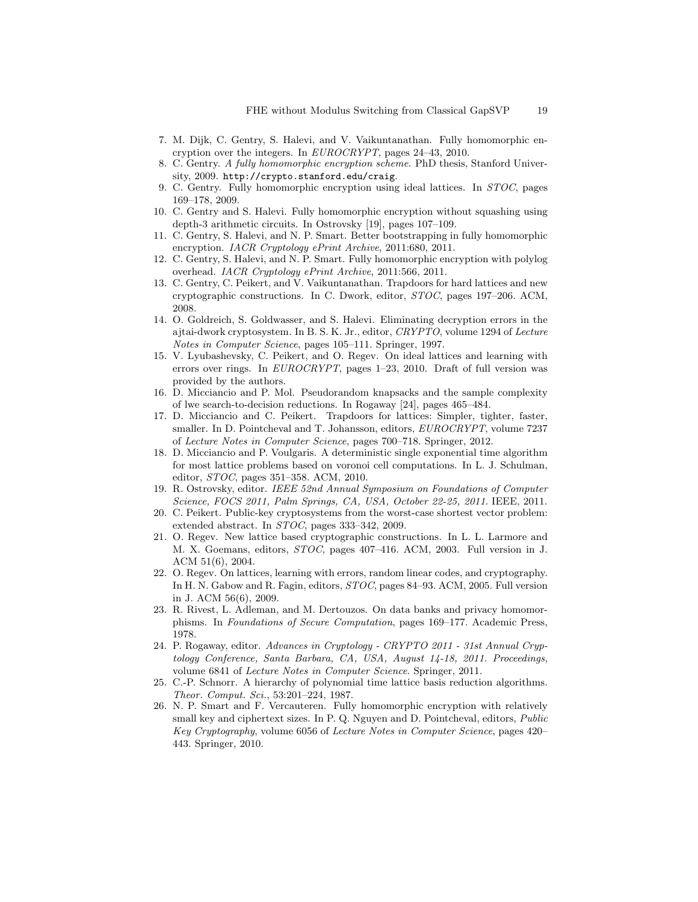7. M. Dijk, C. Gentry, S. Halevi, and V. Vaikuntanathan. Fully homomorphic encryption over the integers. In *EUROCRYPT*, pages 24–43, 2010.
8. C. Gentry. *A fully homomorphic encryption scheme*. PhD thesis, Stanford University, 2009. `http://crypto.stanford.edu/craig`.
9. C. Gentry. Fully homomorphic encryption using ideal lattices. In *STOC*, pages 169–178, 2009.
10. C. Gentry and S. Halevi. Fully homomorphic encryption without squashing using depth-3 arithmetic circuits. In Ostrovsky [19], pages 107–109.
11. C. Gentry, S. Halevi, and N. P. Smart. Better bootstrapping in fully homomorphic encryption. *IACR Cryptology ePrint Archive*, 2011:680, 2011.
12. C. Gentry, S. Halevi, and N. P. Smart. Fully homomorphic encryption with polylog overhead. *IACR Cryptology ePrint Archive*, 2011:566, 2011.
13. C. Gentry, C. Peikert, and V. Vaikuntanathan. Trapdoors for hard lattices and new cryptographic constructions. In C. Dwork, editor, *STOC*, pages 197–206. ACM, 2008.
14. O. Goldreich, S. Goldwasser, and S. Halevi. Eliminating decryption errors in the ajtai-dwork cryptosystem. In B. S. K. Jr., editor, *CRYPTO*, volume 1294 of *Lecture Notes in Computer Science*, pages 105–111. Springer, 1997.
15. V. Lyubashevsky, C. Peikert, and O. Regev. On ideal lattices and learning with errors over rings. In *EUROCRYPT*, pages 1–23, 2010. Draft of full version was provided by the authors.
16. D. Micciancio and P. Mol. Pseudorandom knapsacks and the sample complexity of lwe search-to-decision reductions. In Rogaway [24], pages 465–484.
17. D. Micciancio and C. Peikert. Trapdoors for lattices: Simpler, tighter, faster, smaller. In D. Pointcheval and T. Johansson, editors, *EUROCRYPT*, volume 7237 of *Lecture Notes in Computer Science*, pages 700–718. Springer, 2012.
18. D. Micciancio and P. Voulgaris. A deterministic single exponential time algorithm for most lattice problems based on voronoi cell computations. In L. J. Schulman, editor, *STOC*, pages 351–358. ACM, 2010.
19. R. Ostrovsky, editor. *IEEE 52nd Annual Symposium on Foundations of Computer Science, FOCS 2011, Palm Springs, CA, USA, October 22-25, 2011*. IEEE, 2011.
20. C. Peikert. Public-key cryptosystems from the worst-case shortest vector problem: extended abstract. In *STOC*, pages 333–342, 2009.
21. O. Regev. New lattice based cryptographic constructions. In L. L. Larmore and M. X. Goemans, editors, *STOC*, pages 407–416. ACM, 2003. Full version in J. ACM 51(6), 2004.
22. O. Regev. On lattices, learning with errors, random linear codes, and cryptography. In H. N. Gabow and R. Fagin, editors, *STOC*, pages 84–93. ACM, 2005. Full version in J. ACM 56(6), 2009.
23. R. Rivest, L. Adleman, and M. Dertouzos. On data banks and privacy homomorphisms. In *Foundations of Secure Computation*, pages 169–177. Academic Press, 1978.
24. P. Rogaway, editor. *Advances in Cryptology - CRYPTO 2011 - 31st Annual Cryptology Conference, Santa Barbara, CA, USA, August 14-18, 2011. Proceedings*, volume 6841 of *Lecture Notes in Computer Science*. Springer, 2011.
25. C.-P. Schnorr. A hierarchy of polynomial time lattice basis reduction algorithms. *Theor. Comput. Sci.*, 53:201–224, 1987.
26. N. P. Smart and F. Vercauteren. Fully homomorphic encryption with relatively small key and ciphertext sizes. In P. Q. Nguyen and D. Pointcheval, editors, *Public Key Cryptography*, volume 6056 of *Lecture Notes in Computer Science*, pages 420–443. Springer, 2010.